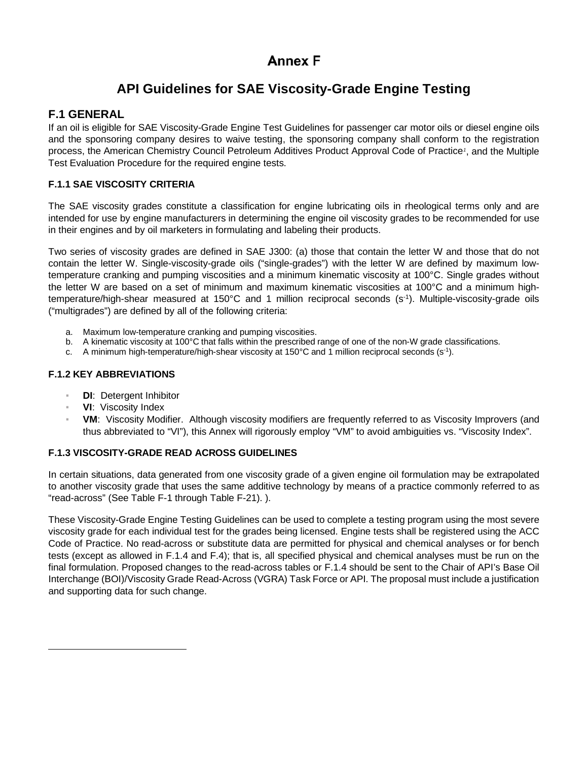# Annex F

## API Guidelines for SAE Viscosity-Grade Engine Testing

## F.1 GENERAL

If an oil is eligible for SAE Viscosity-Grade Engine Test Guidelines for passenger car motor oils or diesel engine oils and the sponsoring company desires to waive testing, the sponsoring company shall conform to the registration process, the American Chemistry Council Petroleum Additives Product Approval Code of Practice[1], and the Multiple Test Evaluation Procedure for the required engine tests.

### F.1.1 SAE VISCOSITY CRITERIA

The SAE viscosity grades constitute a classification for engine lubricating oils in rheological terms only and are intended for use by engine manufacturers in determining the engine oil viscosity grades to be recommended for use in their engines and by oil marketers in formulating and labeling their products.

Two series of viscosity grades are defined in SAE J300: (a) those that contain the letter W and those that do not contain the letter W. Single-viscosity-grade oils ("single-grades") with the letter W are defined by maximum low-temperature cranking and pumping viscosities and a minimum kinematic viscosity at 100°C. Single grades without the letter W are based on a set of minimum and maximum kinematic viscosities at 100°C and a minimum high-temperature/high-shear measured at 150°C and 1 million reciprocal seconds ($s^{-1}$). Multiple-viscosity-grade oils ("multigrades") are defined by all of the following criteria:

a. Maximum low-temperature cranking and pumping viscosities.
b. A kinematic viscosity at 100°C that falls within the prescribed range of one of the non-W grade classifications.
c. A minimum high-temperature/high-shear viscosity at 150°C and 1 million reciprocal seconds ($s^{-1}$).

### F.1.2 KEY ABBREVIATIONS

- **DI**: Detergent Inhibitor
- **VI**: Viscosity Index
- **VM**: Viscosity Modifier. Although viscosity modifiers are frequently referred to as Viscosity Improvers (and thus abbreviated to "VI"), this Annex will rigorously employ "VM" to avoid ambiguities vs. "Viscosity Index".

### F.1.3 VISCOSITY-GRADE READ ACROSS GUIDELINES

In certain situations, data generated from one viscosity grade of a given engine oil formulation may be extrapolated to another viscosity grade that uses the same additive technology by means of a practice commonly referred to as "read-across" (See Table F-1 through Table F-21). ).

These Viscosity-Grade Engine Testing Guidelines can be used to complete a testing program using the most severe viscosity grade for each individual test for the grades being licensed. Engine tests shall be registered using the ACC Code of Practice. No read-across or substitute data are permitted for physical and chemical analyses or for bench tests (except as allowed in F.1.4 and F.4); that is, all specified physical and chemical analyses must be run on the final formulation. Proposed changes to the read-across tables or F.1.4 should be sent to the Chair of API's Base Oil Interchange (BOI)/Viscosity Grade Read-Across (VGRA) Task Force or API. The proposal must include a justification and supporting data for such change.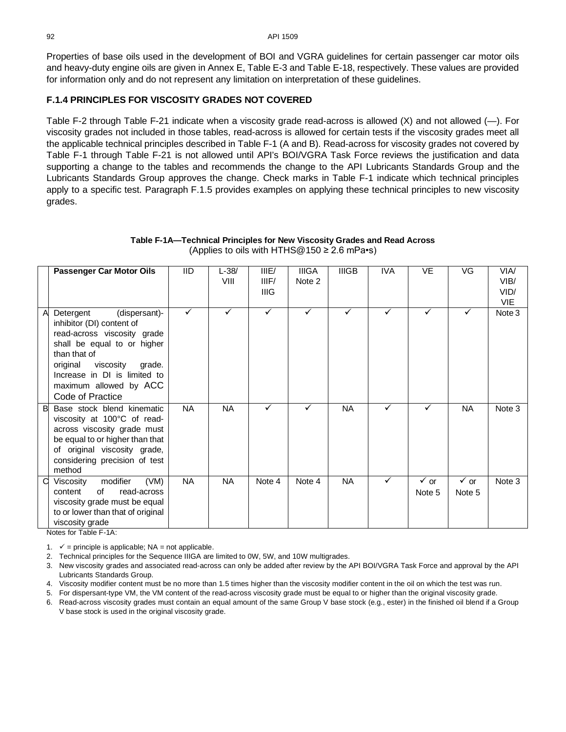Properties of base oils used in the development of BOI and VGRA guidelines for certain passenger car motor oils and heavy-duty engine oils are given in Annex E, Table E-3 and Table E-18, respectively. These values are provided for information only and do not represent any limitation on interpretation of these guidelines.

### F.1.4 PRINCIPLES FOR VISCOSITY GRADES NOT COVERED

Table F-2 through Table F-21 indicate when a viscosity grade read-across is allowed (X) and not allowed (—). For viscosity grades not included in those tables, read-across is allowed for certain tests if the viscosity grades meet all the applicable technical principles described in Table F-1 (A and B). Read-across for viscosity grades not covered by Table F-1 through Table F-21 is not allowed until API's BOI/VGRA Task Force reviews the justification and data supporting a change to the tables and recommends the change to the API Lubricants Standards Group and the Lubricants Standards Group approves the change. Check marks in Table F-1 indicate which technical principles apply to a specific test. Paragraph F.1.5 provides examples on applying these technical principles to new viscosity grades.

**Table F-1A—Technical Principles for New Viscosity Grades and Read Across**
(Applies to oils with HTHS@150 ≥ 2.6 mPa•s)

| | Passenger Car Motor Oils | IID | L-38/ VIII | IIIE/ IIIF/ IIIG | IIIGA Note 2 | IIIGB | IVA | VE | VG | VIA/ VIB/ VID/ VIE |
|---|---|---|---|---|---|---|---|---|---|---|
| A | Detergent (dispersant)-inhibitor (DI) content of read-across viscosity grade shall be equal to or higher than that of original viscosity grade. Increase in DI is limited to maximum allowed by ACC Code of Practice | ✓ | ✓ | ✓ | ✓ | ✓ | ✓ | ✓ | ✓ | Note 3 |
| B | Base stock blend kinematic viscosity at 100°C of read-across viscosity grade must be equal to or higher than that of original viscosity grade, considering precision of test method | NA | NA | ✓ | ✓ | NA | ✓ | ✓ | NA | Note 3 |
| C | Viscosity modifier (VM) content of read-across viscosity grade must be equal to or lower than that of original viscosity grade | NA | NA | Note 4 | Note 4 | NA | ✓ | ✓ or Note 5 | ✓ or Note 5 | Note 3 |

Notes for Table F-1A:

1. ✓ = principle is applicable; NA = not applicable.
2. Technical principles for the Sequence IIIGA are limited to 0W, 5W, and 10W multigrades.
3. New viscosity grades and associated read-across can only be added after review by the API BOI/VGRA Task Force and approval by the API Lubricants Standards Group.
4. Viscosity modifier content must be no more than 1.5 times higher than the viscosity modifier content in the oil on which the test was run.
5. For dispersant-type VM, the VM content of the read-across viscosity grade must be equal to or higher than the original viscosity grade.
6. Read-across viscosity grades must contain an equal amount of the same Group V base stock (e.g., ester) in the finished oil blend if a Group V base stock is used in the original viscosity grade.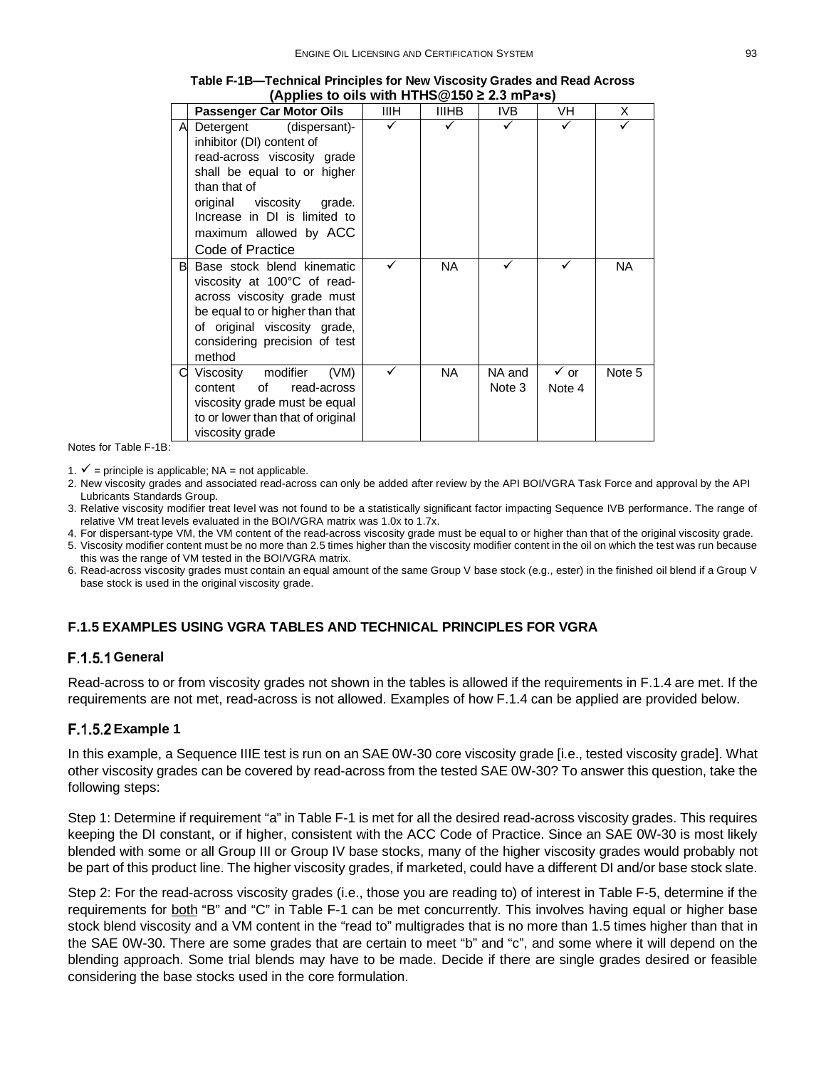**Table F-1B—Technical Principles for New Viscosity Grades and Read Across (Applies to oils with HTHS@150 ≥ 2.3 mPa•s)**

| | Passenger Car Motor Oils | IIIH | IIIHB | IVB | VH | X |
|---|---|---|---|---|---|---|
| A | Detergent (dispersant)-inhibitor (DI) content of read-across viscosity grade shall be equal to or higher than that of original viscosity grade. Increase in DI is limited to maximum allowed by ACC Code of Practice | ✓ | ✓ | ✓ | ✓ | ✓ |
| B | Base stock blend kinematic viscosity at 100°C of read-across viscosity grade must be equal to or higher than that of original viscosity grade, considering precision of test method | ✓ | NA | ✓ | ✓ | NA |
| C | Viscosity modifier (VM) content of read-across viscosity grade must be equal to or lower than that of original viscosity grade | ✓ | NA | NA and Note 3 | ✓ or Note 4 | Note 5 |

Notes for Table F-1B:

1. ✓ = principle is applicable; NA = not applicable.
2. New viscosity grades and associated read-across can only be added after review by the API BOI/VGRA Task Force and approval by the API Lubricants Standards Group.
3. Relative viscosity modifier treat level was not found to be a statistically significant factor impacting Sequence IVB performance. The range of relative VM treat levels evaluated in the BOI/VGRA matrix was 1.0x to 1.7x.
4. For dispersant-type VM, the VM content of the read-across viscosity grade must be equal to or higher than that of the original viscosity grade.
5. Viscosity modifier content must be no more than 2.5 times higher than the viscosity modifier content in the oil on which the test was run because this was the range of VM tested in the BOI/VGRA matrix.
6. Read-across viscosity grades must contain an equal amount of the same Group V base stock (e.g., ester) in the finished oil blend if a Group V base stock is used in the original viscosity grade.

## F.1.5 EXAMPLES USING VGRA TABLES AND TECHNICAL PRINCIPLES FOR VGRA

### F.1.5.1 General

Read-across to or from viscosity grades not shown in the tables is allowed if the requirements in F.1.4 are met. If the requirements are not met, read-across is not allowed. Examples of how F.1.4 can be applied are provided below.

### F.1.5.2 Example 1

In this example, a Sequence IIIE test is run on an SAE 0W-30 core viscosity grade [i.e., tested viscosity grade]. What other viscosity grades can be covered by read-across from the tested SAE 0W-30? To answer this question, take the following steps:

Step 1: Determine if requirement "a" in Table F-1 is met for all the desired read-across viscosity grades. This requires keeping the DI constant, or if higher, consistent with the ACC Code of Practice. Since an SAE 0W-30 is most likely blended with some or all Group III or Group IV base stocks, many of the higher viscosity grades would probably not be part of this product line. The higher viscosity grades, if marketed, could have a different DI and/or base stock slate.

Step 2: For the read-across viscosity grades (i.e., those you are reading to) of interest in Table F-5, determine if the requirements for both "B" and "C" in Table F-1 can be met concurrently. This involves having equal or higher base stock blend viscosity and a VM content in the "read to" multigrades that is no more than 1.5 times higher than that in the SAE 0W-30. There are some grades that are certain to meet "b" and "c", and some where it will depend on the blending approach. Some trial blends may have to be made. Decide if there are single grades desired or feasible considering the base stocks used in the core formulation.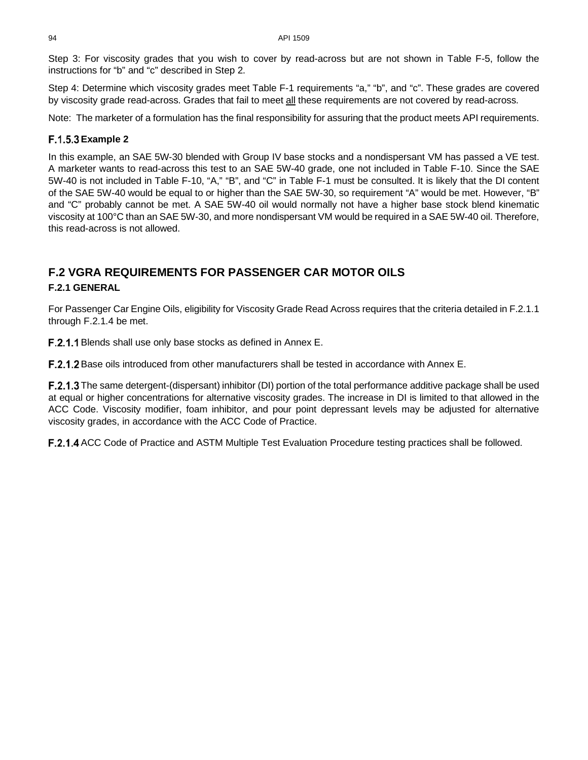Step 3: For viscosity grades that you wish to cover by read-across but are not shown in Table F-5, follow the instructions for "b" and "c" described in Step 2.

Step 4: Determine which viscosity grades meet Table F-1 requirements "a," "b", and "c". These grades are covered by viscosity grade read-across. Grades that fail to meet all these requirements are not covered by read-across.

Note: The marketer of a formulation has the final responsibility for assuring that the product meets API requirements.

### F.1.5.3 Example 2

In this example, an SAE 5W-30 blended with Group IV base stocks and a nondispersant VM has passed a VE test. A marketer wants to read-across this test to an SAE 5W-40 grade, one not included in Table F-10. Since the SAE 5W-40 is not included in Table F-10, "A," "B", and "C" in Table F-1 must be consulted. It is likely that the DI content of the SAE 5W-40 would be equal to or higher than the SAE 5W-30, so requirement "A" would be met. However, "B" and "C" probably cannot be met. A SAE 5W-40 oil would normally not have a higher base stock blend kinematic viscosity at 100°C than an SAE 5W-30, and more nondispersant VM would be required in a SAE 5W-40 oil. Therefore, this read-across is not allowed.

## F.2 VGRA REQUIREMENTS FOR PASSENGER CAR MOTOR OILS

### F.2.1 GENERAL

For Passenger Car Engine Oils, eligibility for Viscosity Grade Read Across requires that the criteria detailed in F.2.1.1 through F.2.1.4 be met.

**F.2.1.1** Blends shall use only base stocks as defined in Annex E.

**F.2.1.2** Base oils introduced from other manufacturers shall be tested in accordance with Annex E.

**F.2.1.3** The same detergent-(dispersant) inhibitor (DI) portion of the total performance additive package shall be used at equal or higher concentrations for alternative viscosity grades. The increase in DI is limited to that allowed in the ACC Code. Viscosity modifier, foam inhibitor, and pour point depressant levels may be adjusted for alternative viscosity grades, in accordance with the ACC Code of Practice.

**F.2.1.4** ACC Code of Practice and ASTM Multiple Test Evaluation Procedure testing practices shall be followed.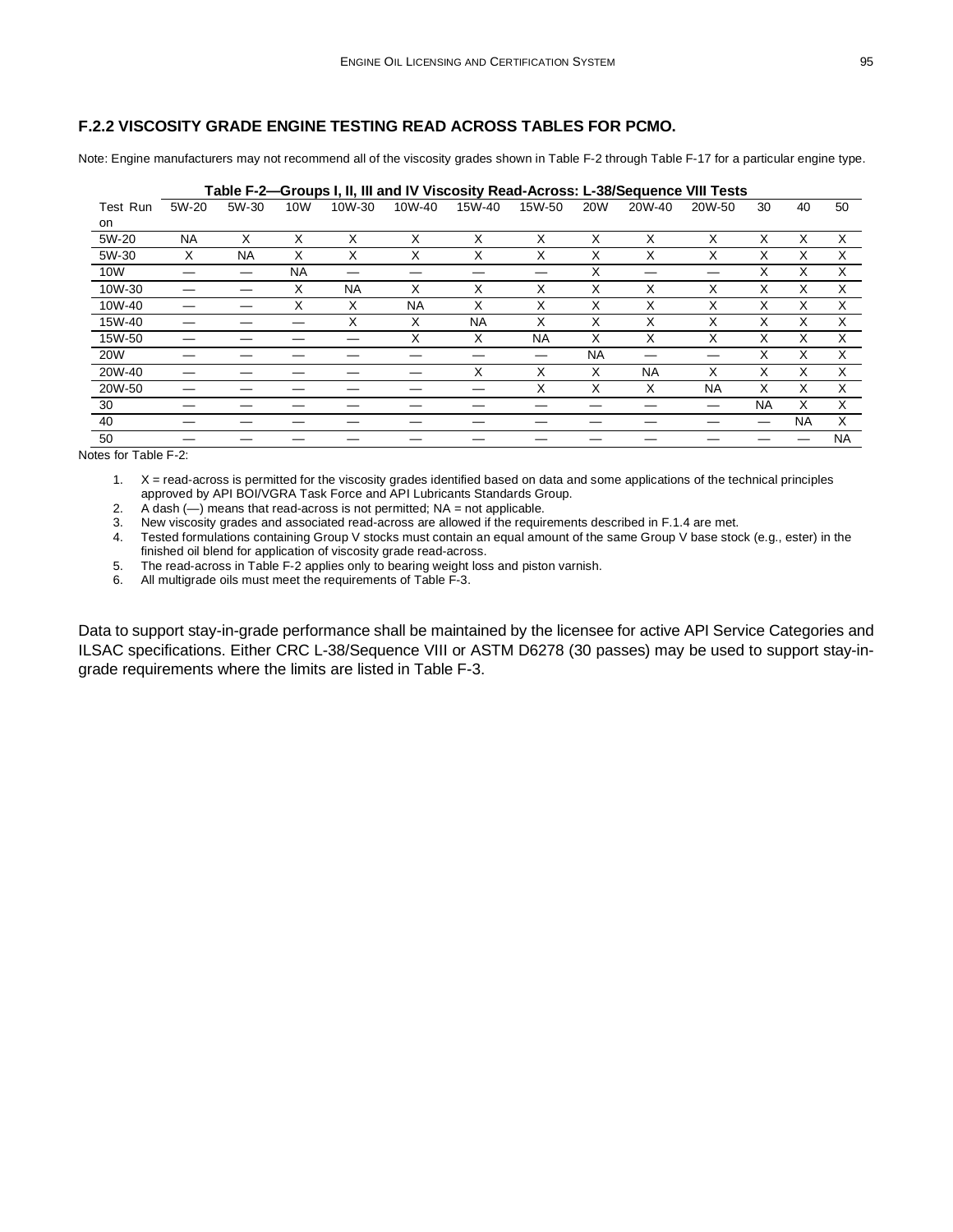### F.2.2 VISCOSITY GRADE ENGINE TESTING READ ACROSS TABLES FOR PCMO.

Note: Engine manufacturers may not recommend all of the viscosity grades shown in Table F-2 through Table F-17 for a particular engine type.

**Table F-2—Groups I, II, III and IV Viscosity Read-Across: L-38/Sequence VIII Tests**

| Test Run on | 5W-20 | 5W-30 | 10W | 10W-30 | 10W-40 | 15W-40 | 15W-50 | 20W | 20W-40 | 20W-50 | 30 | 40 | 50 |
|---|---|---|---|---|---|---|---|---|---|---|---|---|---|
| 5W-20 | NA | X | X | X | X | X | X | X | X | X | X | X | X |
| 5W-30 | X | NA | X | X | X | X | X | X | X | X | X | X | X |
| 10W | — | — | NA | — | — | — | — | X | — | — | X | X | X |
| 10W-30 | — | — | X | NA | X | X | X | X | X | X | X | X | X |
| 10W-40 | — | — | X | X | NA | X | X | X | X | X | X | X | X |
| 15W-40 | — | — | — | X | X | NA | X | X | X | X | X | X | X |
| 15W-50 | — | — | — | — | X | X | NA | X | X | X | X | X | X |
| 20W | — | — | — | — | — | — | — | NA | — | — | X | X | X |
| 20W-40 | — | — | — | — | — | X | X | X | NA | X | X | X | X |
| 20W-50 | — | — | — | — | — | — | X | X | X | NA | X | X | X |
| 30 | — | — | — | — | — | — | — | — | — | — | NA | X | X |
| 40 | — | — | — | — | — | — | — | — | — | — | — | NA | X |
| 50 | — | — | — | — | — | — | — | — | — | — | — | — | NA |

Notes for Table F-2:

1. X = read-across is permitted for the viscosity grades identified based on data and some applications of the technical principles approved by API BOI/VGRA Task Force and API Lubricants Standards Group.
2. A dash (—) means that read-across is not permitted; NA = not applicable.
3. New viscosity grades and associated read-across are allowed if the requirements described in F.1.4 are met.
4. Tested formulations containing Group V stocks must contain an equal amount of the same Group V base stock (e.g., ester) in the finished oil blend for application of viscosity grade read-across.
5. The read-across in Table F-2 applies only to bearing weight loss and piston varnish.
6. All multigrade oils must meet the requirements of Table F-3.

Data to support stay-in-grade performance shall be maintained by the licensee for active API Service Categories and ILSAC specifications. Either CRC L-38/Sequence VIII or ASTM D6278 (30 passes) may be used to support stay-in-grade requirements where the limits are listed in Table F-3.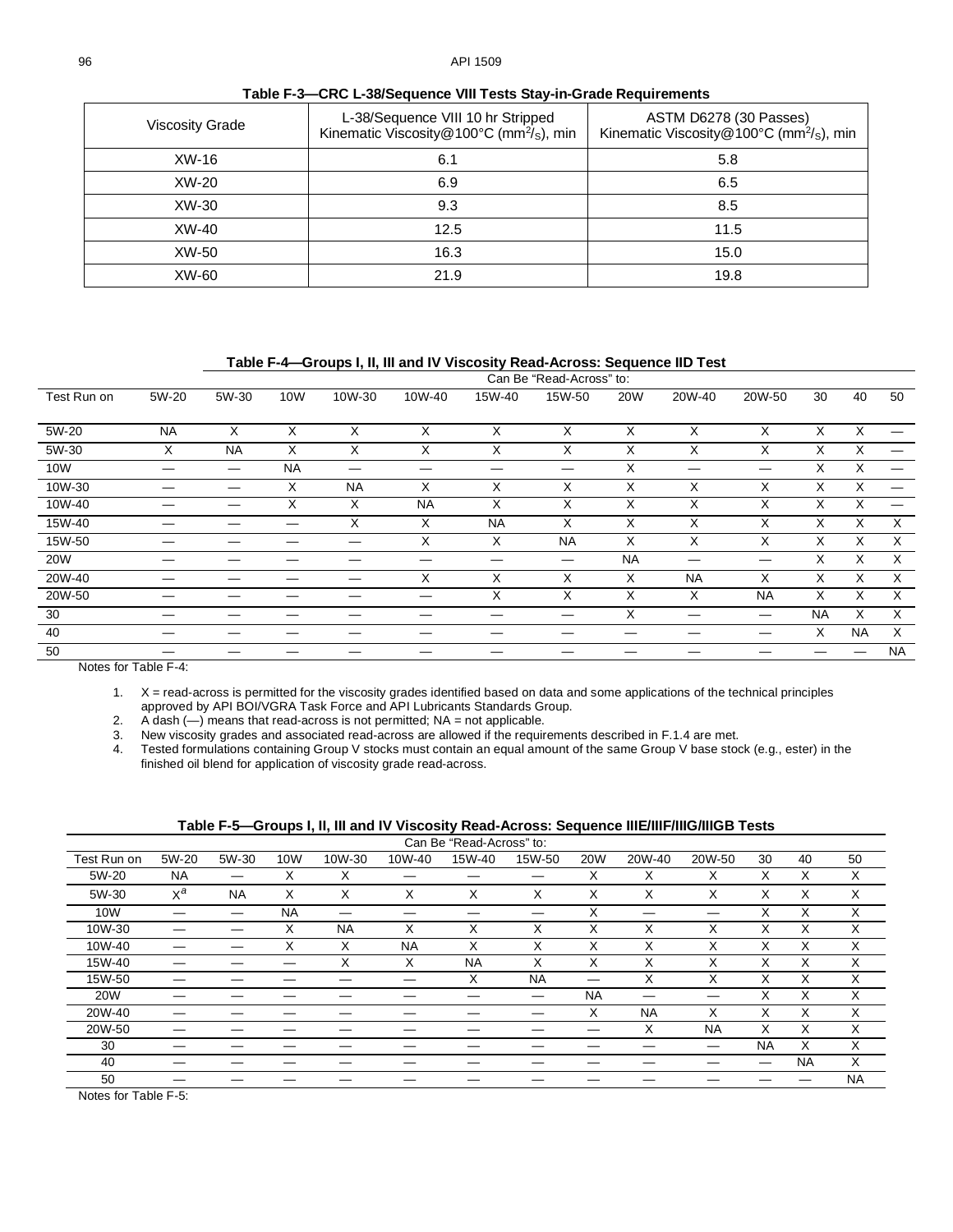**Table F-3—CRC L-38/Sequence VIII Tests Stay-in-Grade Requirements**

| Viscosity Grade | L-38/Sequence VIII 10 hr Stripped Kinematic Viscosity@100°C ($mm^2/_S$), min | ASTM D6278 (30 Passes) Kinematic Viscosity@100°C ($mm^2/_S$), min |
|---|---|---|
| XW-16 | 6.1 | 5.8 |
| XW-20 | 6.9 | 6.5 |
| XW-30 | 9.3 | 8.5 |
| XW-40 | 12.5 | 11.5 |
| XW-50 | 16.3 | 15.0 |
| XW-60 | 21.9 | 19.8 |

**Table F-4—Groups I, II, III and IV Viscosity Read-Across: Sequence IID Test**

| | Can Be "Read-Across" to: | | | | | | | | | | | | |
|---|---|---|---|---|---|---|---|---|---|---|---|---|---|
| Test Run on | 5W-20 | 5W-30 | 10W | 10W-30 | 10W-40 | 15W-40 | 15W-50 | 20W | 20W-40 | 20W-50 | 30 | 40 | 50 |
| 5W-20 | NA | X | X | X | X | X | X | X | X | X | X | X | — |
| 5W-30 | X | NA | X | X | X | X | X | X | X | X | X | X | — |
| 10W | — | — | NA | — | — | — | — | X | — | — | X | X | — |
| 10W-30 | — | — | X | NA | X | X | X | X | X | X | X | X | — |
| 10W-40 | — | — | X | X | NA | X | X | X | X | X | X | X | — |
| 15W-40 | — | — | — | X | X | NA | X | X | X | X | X | X | X |
| 15W-50 | — | — | — | — | X | X | NA | X | X | X | X | X | X |
| 20W | — | — | — | — | — | — | — | NA | — | — | X | X | X |
| 20W-40 | — | — | — | — | X | X | X | X | NA | X | X | X | X |
| 20W-50 | — | — | — | — | — | X | X | X | X | NA | X | X | X |
| 30 | — | — | — | — | — | — | — | X | — | — | NA | X | X |
| 40 | — | — | — | — | — | — | — | — | — | — | X | NA | X |
| 50 | — | — | — | — | — | — | — | — | — | — | — | — | NA |

Notes for Table F-4:

1. X = read-across is permitted for the viscosity grades identified based on data and some applications of the technical principles approved by API BOI/VGRA Task Force and API Lubricants Standards Group.
2. A dash (—) means that read-across is not permitted; NA = not applicable.
3. New viscosity grades and associated read-across are allowed if the requirements described in F.1.4 are met.
4. Tested formulations containing Group V stocks must contain an equal amount of the same Group V base stock (e.g., ester) in the finished oil blend for application of viscosity grade read-across.

**Table F-5—Groups I, II, III and IV Viscosity Read-Across: Sequence IIIE/IIIF/IIIG/IIIGB Tests**

| | Can Be "Read-Across" to: | | | | | | | | | | | | |
|---|---|---|---|---|---|---|---|---|---|---|---|---|---|
| Test Run on | 5W-20 | 5W-30 | 10W | 10W-30 | 10W-40 | 15W-40 | 15W-50 | 20W | 20W-40 | 20W-50 | 30 | 40 | 50 |
| 5W-20 | NA | — | X | X | — | — | — | X | X | X | X | X | X |
| 5W-30 | X[a] | NA | X | X | X | X | X | X | X | X | X | X | X |
| 10W | — | — | NA | — | — | — | — | X | — | — | X | X | X |
| 10W-30 | — | — | X | NA | X | X | X | X | X | X | X | X | X |
| 10W-40 | — | — | X | X | NA | X | X | X | X | X | X | X | X |
| 15W-40 | — | — | — | X | X | NA | X | X | X | X | X | X | X |
| 15W-50 | — | — | — | — | — | X | NA | — | X | X | X | X | X |
| 20W | — | — | — | — | — | — | — | NA | — | — | X | X | X |
| 20W-40 | — | — | — | — | — | — | — | X | NA | X | X | X | X |
| 20W-50 | — | — | — | — | — | — | — | — | X | NA | X | X | X |
| 30 | — | — | — | — | — | — | — | — | — | — | NA | X | X |
| 40 | — | — | — | — | — | — | — | — | — | — | — | NA | X |
| 50 | — | — | — | — | — | — | — | — | — | — | — | — | NA |

Notes for Table F-5: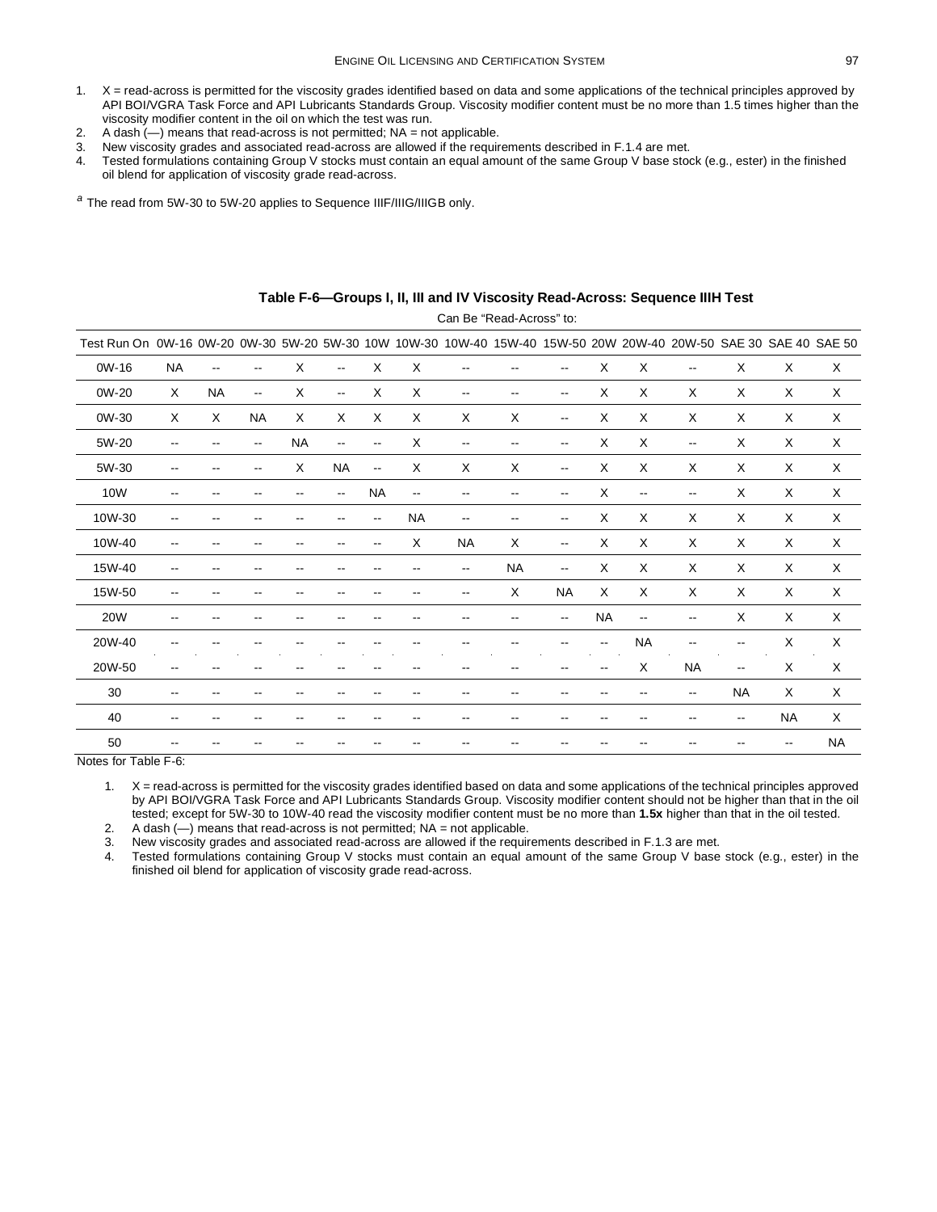1. X = read-across is permitted for the viscosity grades identified based on data and some applications of the technical principles approved by API BOI/VGRA Task Force and API Lubricants Standards Group. Viscosity modifier content must be no more than 1.5 times higher than the viscosity modifier content in the oil on which the test was run.
2. A dash (—) means that read-across is not permitted; NA = not applicable.
3. New viscosity grades and associated read-across are allowed if the requirements described in F.1.4 are met.
4. Tested formulations containing Group V stocks must contain an equal amount of the same Group V base stock (e.g., ester) in the finished oil blend for application of viscosity grade read-across.

[a] The read from 5W-30 to 5W-20 applies to Sequence IIIF/IIIG/IIIGB only.

**Table F-6—Groups I, II, III and IV Viscosity Read-Across: Sequence IIIH Test**

| | Can Be "Read-Across" to: | | | | | | | | | | | | | | | | |
|---|---|---|---|---|---|---|---|---|---|---|---|---|---|---|---|---|---|
| Test Run On | 0W-16 | 0W-20 | 0W-30 | 5W-20 | 5W-30 | 10W | 10W-30 | 10W-40 | 15W-40 | 15W-50 | 20W | 20W-40 | 20W-50 | SAE 30 | SAE 40 | SAE 50 |
| 0W-16 | NA | -- | -- | X | -- | X | X | -- | -- | -- | X | X | -- | X | X | X |
| 0W-20 | X | NA | -- | X | -- | X | X | -- | -- | -- | X | X | X | X | X | X |
| 0W-30 | X | X | NA | X | X | X | X | X | X | -- | X | X | X | X | X | X |
| 5W-20 | -- | -- | -- | NA | -- | -- | X | -- | -- | -- | X | X | -- | X | X | X |
| 5W-30 | -- | -- | -- | X | NA | -- | X | X | X | -- | X | X | X | X | X | X |
| 10W | -- | -- | -- | -- | -- | NA | -- | -- | -- | -- | X | -- | -- | X | X | X |
| 10W-30 | -- | -- | -- | -- | -- | -- | NA | -- | -- | -- | X | X | X | X | X | X |
| 10W-40 | -- | -- | -- | -- | -- | -- | X | NA | X | -- | X | X | X | X | X | X |
| 15W-40 | -- | -- | -- | -- | -- | -- | -- | -- | NA | -- | X | X | X | X | X | X |
| 15W-50 | -- | -- | -- | -- | -- | -- | -- | -- | X | NA | X | X | X | X | X | X |
| 20W | -- | -- | -- | -- | -- | -- | -- | -- | -- | -- | NA | -- | -- | X | X | X |
| 20W-40 | -- | -- | -- | -- | -- | -- | -- | -- | -- | -- | -- | NA | -- | -- | X | X |
| 20W-50 | -- | -- | -- | -- | -- | -- | -- | -- | -- | -- | -- | X | NA | -- | X | X |
| 30 | -- | -- | -- | -- | -- | -- | -- | -- | -- | -- | -- | -- | -- | NA | X | X |
| 40 | -- | -- | -- | -- | -- | -- | -- | -- | -- | -- | -- | -- | -- | -- | NA | X |
| 50 | -- | -- | -- | -- | -- | -- | -- | -- | -- | -- | -- | -- | -- | -- | -- | NA |

Notes for Table F-6:

1. X = read-across is permitted for the viscosity grades identified based on data and some applications of the technical principles approved by API BOI/VGRA Task Force and API Lubricants Standards Group. Viscosity modifier content should not be higher than that in the oil tested; except for 5W-30 to 10W-40 read the viscosity modifier content must be no more than **1.5x** higher than that in the oil tested.
2. A dash (—) means that read-across is not permitted; NA = not applicable.
3. New viscosity grades and associated read-across are allowed if the requirements described in F.1.3 are met.
4. Tested formulations containing Group V stocks must contain an equal amount of the same Group V base stock (e.g., ester) in the finished oil blend for application of viscosity grade read-across.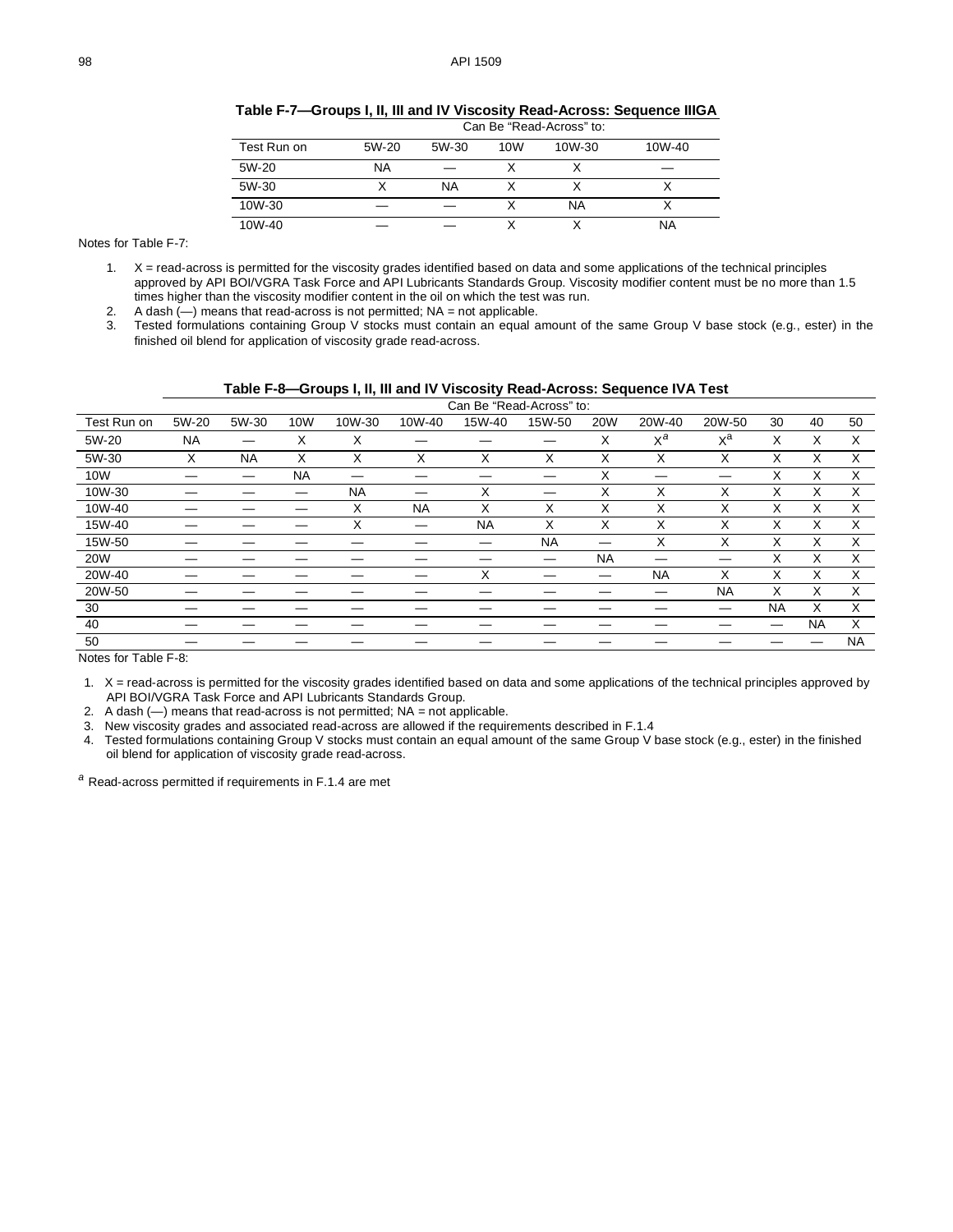### Table F-7—Groups I, II, III and IV Viscosity Read-Across: Sequence IIIGA

| | Can Be "Read-Across" to: | | | | |
|---|---|---|---|---|---|
| Test Run on | 5W-20 | 5W-30 | 10W | 10W-30 | 10W-40 |
| 5W-20 | NA | — | X | X | — |
| 5W-30 | X | NA | X | X | X |
| 10W-30 | — | — | X | NA | X |
| 10W-40 | — | — | X | X | NA |

Notes for Table F-7:

1. X = read-across is permitted for the viscosity grades identified based on data and some applications of the technical principles approved by API BOI/VGRA Task Force and API Lubricants Standards Group. Viscosity modifier content must be no more than 1.5 times higher than the viscosity modifier content in the oil on which the test was run.
2. A dash (—) means that read-across is not permitted; NA = not applicable.
3. Tested formulations containing Group V stocks must contain an equal amount of the same Group V base stock (e.g., ester) in the finished oil blend for application of viscosity grade read-across.

### Table F-8—Groups I, II, III and IV Viscosity Read-Across: Sequence IVA Test

| | Can Be "Read-Across" to: | | | | | | | | | | | | |
|---|---|---|---|---|---|---|---|---|---|---|---|---|---|
| Test Run on | 5W-20 | 5W-30 | 10W | 10W-30 | 10W-40 | 15W-40 | 15W-50 | 20W | 20W-40 | 20W-50 | 30 | 40 | 50 |
| 5W-20 | NA | — | X | X | — | — | — | X | X[a] | X[a] | X | X | X |
| 5W-30 | X | NA | X | X | X | X | X | X | X | X | X | X | X |
| 10W | — | — | NA | — | — | — | — | X | — | — | X | X | X |
| 10W-30 | — | — | — | NA | — | X | — | X | X | X | X | X | X |
| 10W-40 | — | — | — | X | NA | X | X | X | X | X | X | X | X |
| 15W-40 | — | — | — | X | — | NA | X | X | X | X | X | X | X |
| 15W-50 | — | — | — | — | — | — | NA | — | X | X | X | X | X |
| 20W | — | — | — | — | — | — | — | NA | — | — | X | X | X |
| 20W-40 | — | — | — | — | — | X | — | — | NA | X | X | X | X |
| 20W-50 | — | — | — | — | — | — | — | — | — | NA | X | X | X |
| 30 | — | — | — | — | — | — | — | — | — | — | NA | X | X |
| 40 | — | — | — | — | — | — | — | — | — | — | — | NA | X |
| 50 | — | — | — | — | — | — | — | — | — | — | — | — | NA |

Notes for Table F-8:

1. X = read-across is permitted for the viscosity grades identified based on data and some applications of the technical principles approved by API BOI/VGRA Task Force and API Lubricants Standards Group.
2. A dash (—) means that read-across is not permitted; NA = not applicable.
3. New viscosity grades and associated read-across are allowed if the requirements described in F.1.4
4. Tested formulations containing Group V stocks must contain an equal amount of the same Group V base stock (e.g., ester) in the finished oil blend for application of viscosity grade read-across.

[a] Read-across permitted if requirements in F.1.4 are met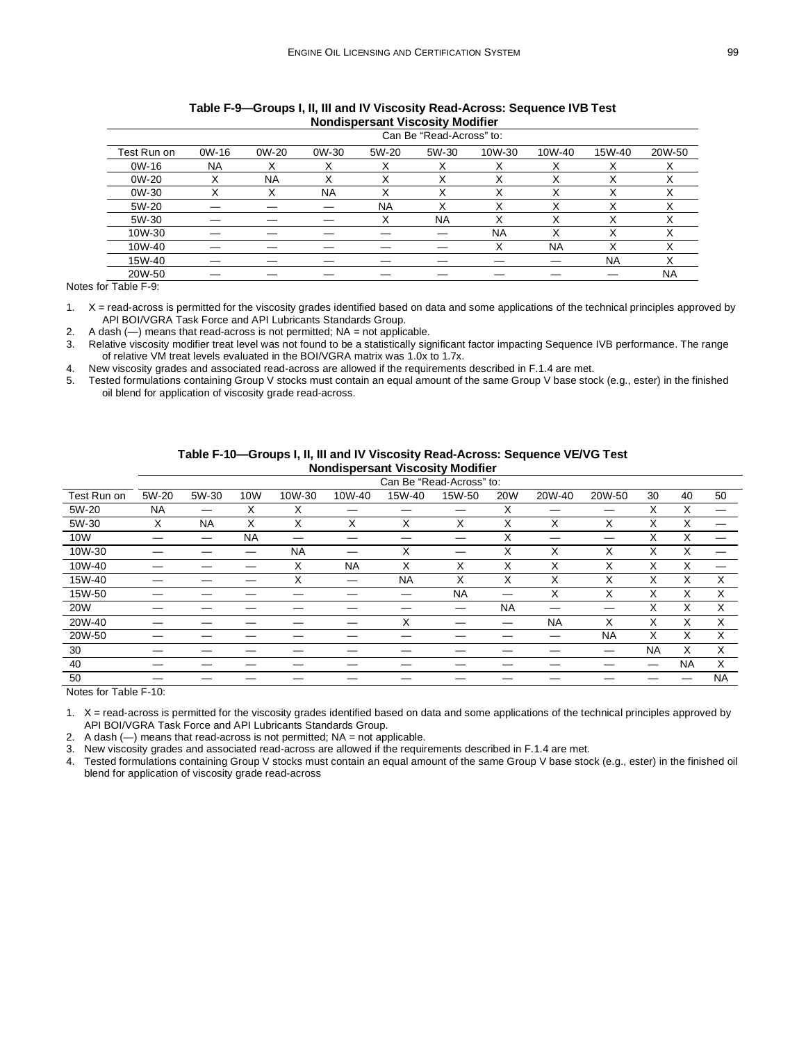**Table F-9—Groups I, II, III and IV Viscosity Read-Across: Sequence IVB Test Nondispersant Viscosity Modifier**

| | Can Be "Read-Across" to: | | | | | | | | |
|---|---|---|---|---|---|---|---|---|---|
| Test Run on | 0W-16 | 0W-20 | 0W-30 | 5W-20 | 5W-30 | 10W-30 | 10W-40 | 15W-40 | 20W-50 |
| 0W-16 | NA | X | X | X | X | X | X | X | X |
| 0W-20 | X | NA | X | X | X | X | X | X | X |
| 0W-30 | X | X | NA | X | X | X | X | X | X |
| 5W-20 | — | — | — | NA | X | X | X | X | X |
| 5W-30 | — | — | — | X | NA | X | X | X | X |
| 10W-30 | — | — | — | — | — | NA | X | X | X |
| 10W-40 | — | — | — | — | — | X | NA | X | X |
| 15W-40 | — | — | — | — | — | — | — | NA | X |
| 20W-50 | — | — | — | — | — | — | — | — | NA |

Notes for Table F-9:

1. X = read-across is permitted for the viscosity grades identified based on data and some applications of the technical principles approved by API BOI/VGRA Task Force and API Lubricants Standards Group.
2. A dash (—) means that read-across is not permitted; NA = not applicable.
3. Relative viscosity modifier treat level was not found to be a statistically significant factor impacting Sequence IVB performance. The range of relative VM treat levels evaluated in the BOI/VGRA matrix was 1.0x to 1.7x.
4. New viscosity grades and associated read-across are allowed if the requirements described in F.1.4 are met.
5. Tested formulations containing Group V stocks must contain an equal amount of the same Group V base stock (e.g., ester) in the finished oil blend for application of viscosity grade read-across.

**Table F-10—Groups I, II, III and IV Viscosity Read-Across: Sequence VE/VG Test Nondispersant Viscosity Modifier**

| | Can Be "Read-Across" to: | | | | | | | | | | | | |
|---|---|---|---|---|---|---|---|---|---|---|---|---|---|
| Test Run on | 5W-20 | 5W-30 | 10W | 10W-30 | 10W-40 | 15W-40 | 15W-50 | 20W | 20W-40 | 20W-50 | 30 | 40 | 50 |
| 5W-20 | NA | — | X | X | — | — | — | X | — | — | X | X | — |
| 5W-30 | X | NA | X | X | X | X | X | X | X | X | X | X | — |
| 10W | — | — | NA | — | — | — | — | X | — | — | X | X | — |
| 10W-30 | — | — | — | NA | — | X | — | X | X | X | X | X | — |
| 10W-40 | — | — | — | X | NA | X | X | X | X | X | X | X | — |
| 15W-40 | — | — | — | X | — | NA | X | X | X | X | X | X | X |
| 15W-50 | — | — | — | — | — | — | NA | — | X | X | X | X | X |
| 20W | — | — | — | — | — | — | — | NA | — | — | X | X | X |
| 20W-40 | — | — | — | — | — | X | — | — | NA | X | X | X | X |
| 20W-50 | — | — | — | — | — | — | — | — | — | NA | X | X | X |
| 30 | — | — | — | — | — | — | — | — | — | — | NA | X | X |
| 40 | — | — | — | — | — | — | — | — | — | — | — | NA | X |
| 50 | — | — | — | — | — | — | — | — | — | — | — | — | NA |

Notes for Table F-10:

1. X = read-across is permitted for the viscosity grades identified based on data and some applications of the technical principles approved by API BOI/VGRA Task Force and API Lubricants Standards Group.
2. A dash (—) means that read-across is not permitted; NA = not applicable.
3. New viscosity grades and associated read-across are allowed if the requirements described in F.1.4 are met.
4. Tested formulations containing Group V stocks must contain an equal amount of the same Group V base stock (e.g., ester) in the finished oil blend for application of viscosity grade read-across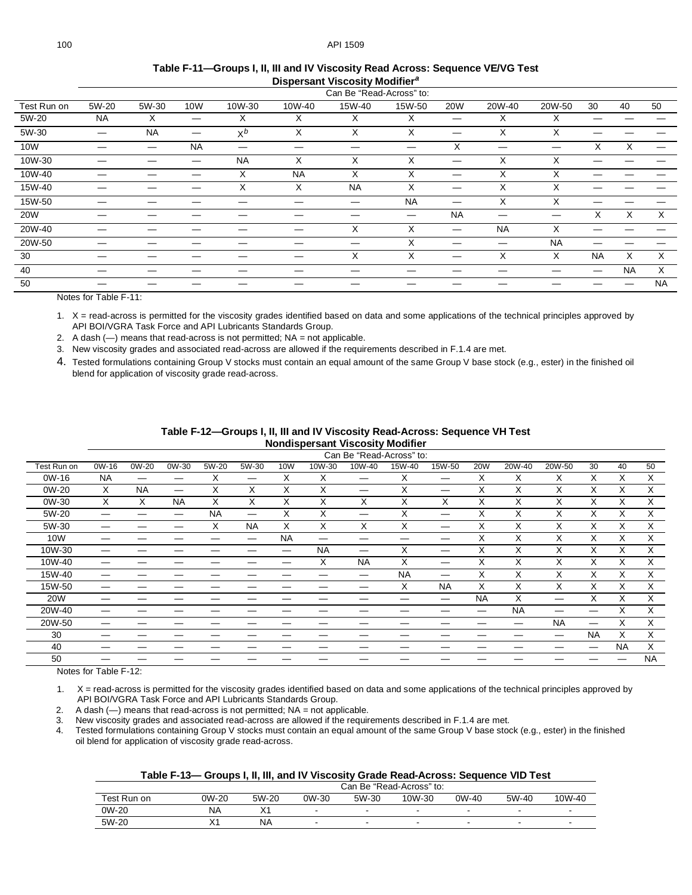**Table F-11—Groups I, II, III and IV Viscosity Read Across: Sequence VE/VG Test Dispersant Viscosity Modifier[a]**

| | Can Be "Read-Across" to: | | | | | | | | | | | | |
|---|---|---|---|---|---|---|---|---|---|---|---|---|---|
| Test Run on | 5W-20 | 5W-30 | 10W | 10W-30 | 10W-40 | 15W-40 | 15W-50 | 20W | 20W-40 | 20W-50 | 30 | 40 | 50 |
| 5W-20 | NA | X | — | X | X | X | X | — | X | X | — | — | — |
| 5W-30 | — | NA | — | X[b] | X | X | X | — | X | X | — | — | — |
| 10W | — | — | NA | — | — | — | — | X | — | — | X | X | — |
| 10W-30 | — | — | — | NA | X | X | X | — | X | X | — | — | — |
| 10W-40 | — | — | — | X | NA | X | X | — | X | X | — | — | — |
| 15W-40 | — | — | — | X | X | NA | X | — | X | X | — | — | — |
| 15W-50 | — | — | — | — | — | — | NA | — | X | X | — | — | — |
| 20W | — | — | — | — | — | — | — | NA | — | — | X | X | X |
| 20W-40 | — | — | — | — | — | X | X | — | NA | X | — | — | — |
| 20W-50 | — | — | — | — | — | — | X | — | — | NA | — | — | — |
| 30 | — | — | — | — | — | X | X | — | X | X | NA | X | X |
| 40 | — | — | — | — | — | — | — | — | — | — | — | NA | X |
| 50 | — | — | — | — | — | — | — | — | — | — | — | — | NA |

Notes for Table F-11:

1. X = read-across is permitted for the viscosity grades identified based on data and some applications of the technical principles approved by API BOI/VGRA Task Force and API Lubricants Standards Group.
2. A dash (—) means that read-across is not permitted; NA = not applicable.
3. New viscosity grades and associated read-across are allowed if the requirements described in F.1.4 are met.
4. Tested formulations containing Group V stocks must contain an equal amount of the same Group V base stock (e.g., ester) in the finished oil blend for application of viscosity grade read-across.

**Table F-12—Groups I, II, III and IV Viscosity Read-Across: Sequence VH Test Nondispersant Viscosity Modifier**

| | Can Be "Read-Across" to: | | | | | | | | | | | | | | | |
|---|---|---|---|---|---|---|---|---|---|---|---|---|---|---|---|---|
| Test Run on | 0W-16 | 0W-20 | 0W-30 | 5W-20 | 5W-30 | 10W | 10W-30 | 10W-40 | 15W-40 | 15W-50 | 20W | 20W-40 | 20W-50 | 30 | 40 | 50 |
| 0W-16 | NA | — | — | X | — | X | X | — | X | — | X | X | X | X | X | X |
| 0W-20 | X | NA | — | X | X | X | X | — | X | — | X | X | X | X | X | X |
| 0W-30 | X | X | NA | X | X | X | X | X | X | X | X | X | X | X | X | X |
| 5W-20 | — | — | — | NA | — | X | X | — | X | — | X | X | X | X | X | X |
| 5W-30 | — | — | — | X | NA | X | X | X | X | — | X | X | X | X | X | X |
| 10W | — | — | — | — | — | NA | — | — | — | — | X | X | X | X | X | X |
| 10W-30 | — | — | — | — | — | — | NA | — | X | — | X | X | X | X | X | X |
| 10W-40 | — | — | — | — | — | — | X | NA | X | — | X | X | X | X | X | X |
| 15W-40 | — | — | — | — | — | — | — | — | NA | — | X | X | X | X | X | X |
| 15W-50 | — | — | — | — | — | — | — | — | X | NA | X | X | X | X | X | X |
| 20W | — | — | — | — | — | — | — | — | — | — | NA | X | — | X | X | X |
| 20W-40 | — | — | — | — | — | — | — | — | — | — | — | NA | — | — | X | X |
| 20W-50 | — | — | — | — | — | — | — | — | — | — | — | — | NA | — | X | X |
| 30 | — | — | — | — | — | — | — | — | — | — | — | — | — | NA | X | X |
| 40 | — | — | — | — | — | — | — | — | — | — | — | — | — | — | NA | X |
| 50 | — | — | — | — | — | — | — | — | — | — | — | — | — | — | — | NA |

Notes for Table F-12:

1. X = read-across is permitted for the viscosity grades identified based on data and some applications of the technical principles approved by API BOI/VGRA Task Force and API Lubricants Standards Group.
2. A dash (—) means that read-across is not permitted; NA = not applicable.
3. New viscosity grades and associated read-across are allowed if the requirements described in F.1.4 are met.
4. Tested formulations containing Group V stocks must contain an equal amount of the same Group V base stock (e.g., ester) in the finished oil blend for application of viscosity grade read-across.

**Table F-13— Groups I, II, III, and IV Viscosity Grade Read-Across: Sequence VID Test**

| | Can Be "Read-Across" to: | | | | | | | |
|---|---|---|---|---|---|---|---|---|
| Test Run on | 0W-20 | 5W-20 | 0W-30 | 5W-30 | 10W-30 | 0W-40 | 5W-40 | 10W-40 |
| 0W-20 | NA | X1 | - | - | - | - | - | - |
| 5W-20 | X1 | NA | - | - | - | - | - | - |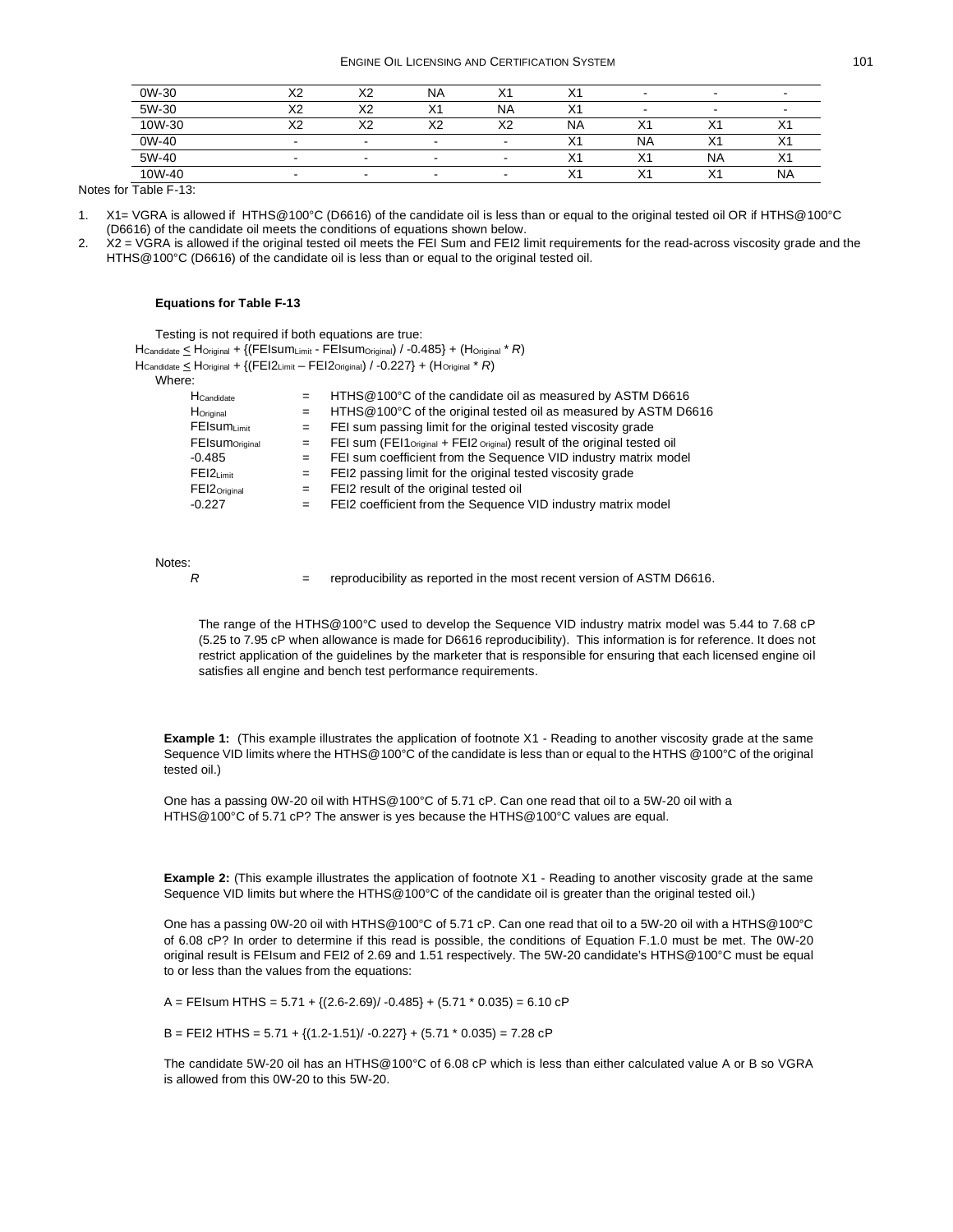| | | | | | | | | |
|---|---|---|---|---|---|---|---|---|
| 0W-30 | X2 | X2 | NA | X1 | X1 | - | - | - |
| 5W-30 | X2 | X2 | X1 | NA | X1 | - | - | - |
| 10W-30 | X2 | X2 | X2 | X2 | NA | X1 | X1 | X1 |
| 0W-40 | - | - | - | - | X1 | NA | X1 | X1 |
| 5W-40 | - | - | - | - | X1 | X1 | NA | X1 |
| 10W-40 | - | - | - | - | X1 | X1 | X1 | NA |

Notes for Table F-13:

1. X1= VGRA is allowed if HTHS@100°C (D6616) of the candidate oil is less than or equal to the original tested oil OR if HTHS@100°C (D6616) of the candidate oil meets the conditions of equations shown below.
2. X2 = VGRA is allowed if the original tested oil meets the FEI Sum and FEI2 limit requirements for the read-across viscosity grade and the HTHS@100°C (D6616) of the candidate oil is less than or equal to the original tested oil.

**Equations for Table F-13**

Testing is not required if both equations are true:

$$H_{Candidate} \leq H_{Original} + \{(FEIsum_{Limit} - FEIsum_{Original}) / -0.485\} + (H_{Original} * R)$$

$$H_{Candidate} \leq H_{Original} + \{(FEI2_{Limit} - FEI2_{Original}) / -0.227\} + (H_{Original} * R)$$

Where:

| | | |
|---|---|---|
| $H_{Candidate}$ | = | HTHS@100°C of the candidate oil as measured by ASTM D6616 |
| $H_{Original}$ | = | HTHS@100°C of the original tested oil as measured by ASTM D6616 |
| $FEIsum_{Limit}$ | = | FEI sum passing limit for the original tested viscosity grade |
| $FEIsum_{Original}$ | = | FEI sum ($FEI1_{Original}$ + $FEI2_{Original}$) result of the original tested oil |
| -0.485 | = | FEI sum coefficient from the Sequence VID industry matrix model |
| $FEI2_{Limit}$ | = | FEI2 passing limit for the original tested viscosity grade |
| $FEI2_{Original}$ | = | FEI2 result of the original tested oil |
| -0.227 | = | FEI2 coefficient from the Sequence VID industry matrix model |

Notes:

$R$ = reproducibility as reported in the most recent version of ASTM D6616.

The range of the HTHS@100°C used to develop the Sequence VID industry matrix model was 5.44 to 7.68 cP (5.25 to 7.95 cP when allowance is made for D6616 reproducibility). This information is for reference. It does not restrict application of the guidelines by the marketer that is responsible for ensuring that each licensed engine oil satisfies all engine and bench test performance requirements.

**Example 1:** (This example illustrates the application of footnote X1 - Reading to another viscosity grade at the same Sequence VID limits where the HTHS@100°C of the candidate is less than or equal to the HTHS @100°C of the original tested oil.)

One has a passing 0W-20 oil with HTHS@100°C of 5.71 cP. Can one read that oil to a 5W-20 oil with a HTHS@100°C of 5.71 cP? The answer is yes because the HTHS@100°C values are equal.

**Example 2:** (This example illustrates the application of footnote X1 - Reading to another viscosity grade at the same Sequence VID limits but where the HTHS@100°C of the candidate oil is greater than the original tested oil.)

One has a passing 0W-20 oil with HTHS@100°C of 5.71 cP. Can one read that oil to a 5W-20 oil with a HTHS@100°C of 6.08 cP? In order to determine if this read is possible, the conditions of Equation F.1.0 must be met. The 0W-20 original result is FEIsum and FEI2 of 2.69 and 1.51 respectively. The 5W-20 candidate's HTHS@100°C must be equal to or less than the values from the equations:

$$A = \text{FEIsum HTHS} = 5.71 + \{(2.6-2.69)/ -0.485\} + (5.71 * 0.035) = 6.10 \text{ cP}$$

$$B = \text{FEI2 HTHS} = 5.71 + \{(1.2-1.51)/ -0.227\} + (5.71 * 0.035) = 7.28 \text{ cP}$$

The candidate 5W-20 oil has an HTHS@100°C of 6.08 cP which is less than either calculated value A or B so VGRA is allowed from this 0W-20 to this 5W-20.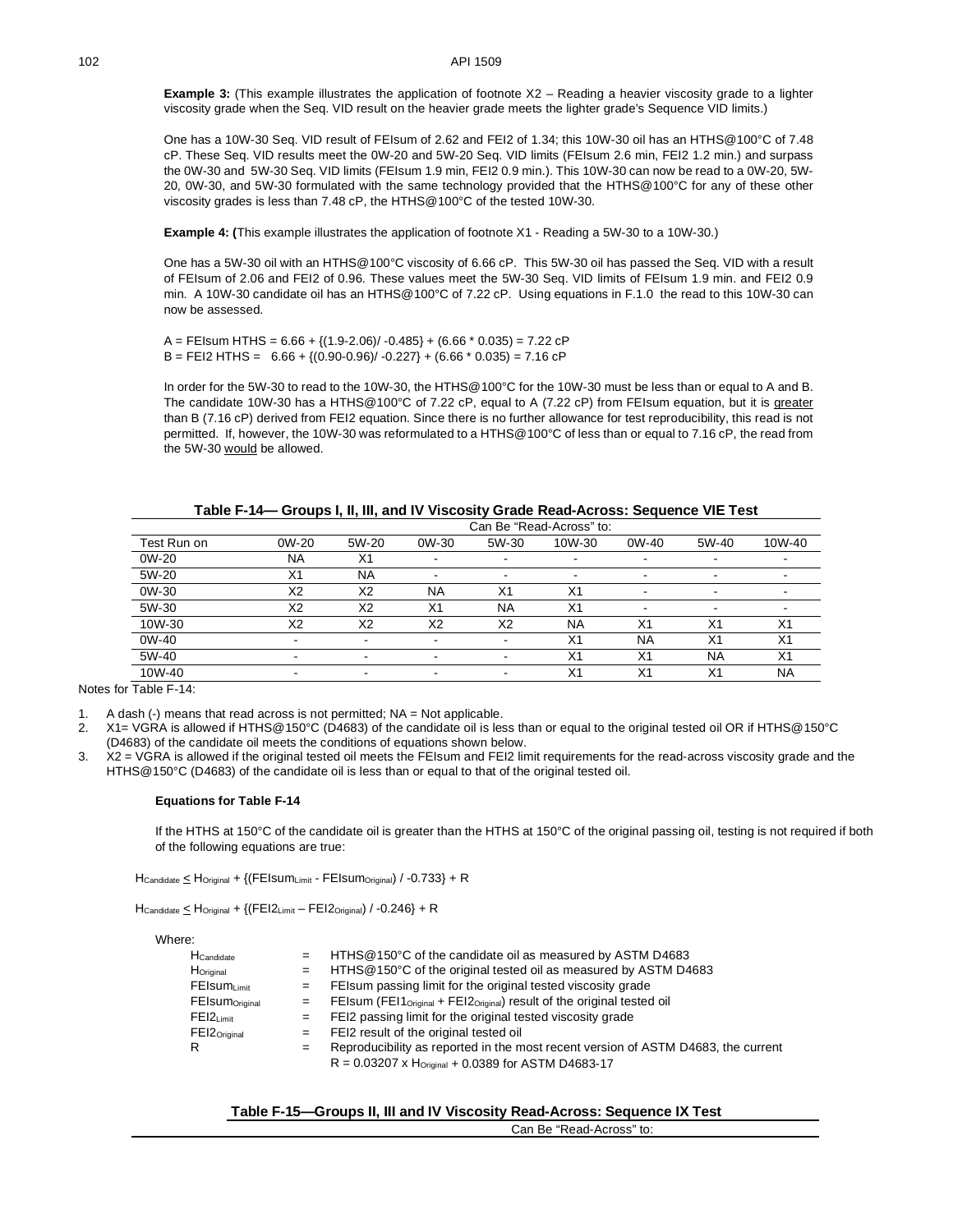**Example 3:** (This example illustrates the application of footnote X2 – Reading a heavier viscosity grade to a lighter viscosity grade when the Seq. VID result on the heavier grade meets the lighter grade's Sequence VID limits.)

One has a 10W-30 Seq. VID result of FEIsum of 2.62 and FEI2 of 1.34; this 10W-30 oil has an HTHS@100°C of 7.48 cP. These Seq. VID results meet the 0W-20 and 5W-20 Seq. VID limits (FEIsum 2.6 min, FEI2 1.2 min.) and surpass the 0W-30 and 5W-30 Seq. VID limits (FEIsum 1.9 min, FEI2 0.9 min.). This 10W-30 can now be read to a 0W-20, 5W-20, 0W-30, and 5W-30 formulated with the same technology provided that the HTHS@100°C for any of these other viscosity grades is less than 7.48 cP, the HTHS@100°C of the tested 10W-30.

**Example 4: (**This example illustrates the application of footnote X1 - Reading a 5W-30 to a 10W-30.)

One has a 5W-30 oil with an HTHS@100°C viscosity of 6.66 cP. This 5W-30 oil has passed the Seq. VID with a result of FEIsum of 2.06 and FEI2 of 0.96. These values meet the 5W-30 Seq. VID limits of FEIsum 1.9 min. and FEI2 0.9 min. A 10W-30 candidate oil has an HTHS@100°C of 7.22 cP. Using equations in F.1.0 the read to this 10W-30 can now be assessed.

$A = \text{FEIsum HTHS} = 6.66 + \{(1.9-2.06)/ -0.485\} + (6.66 * 0.035) = 7.22 \text{ cP}$
$B = \text{FEI2 HTHS} = 6.66 + \{(0.90-0.96)/ -0.227\} + (6.66 * 0.035) = 7.16 \text{ cP}$

In order for the 5W-30 to read to the 10W-30, the HTHS@100°C for the 10W-30 must be less than or equal to A and B. The candidate 10W-30 has a HTHS@100°C of 7.22 cP, equal to A (7.22 cP) from FEIsum equation, but it is greater than B (7.16 cP) derived from FEI2 equation. Since there is no further allowance for test reproducibility, this read is not permitted. If, however, the 10W-30 was reformulated to a HTHS@100°C of less than or equal to 7.16 cP, the read from the 5W-30 would be allowed.

**Table F-14— Groups I, II, III, and IV Viscosity Grade Read-Across: Sequence VIE Test**

| | Can Be "Read-Across" to: | | | | | | | |
|---|---|---|---|---|---|---|---|---|
| Test Run on | 0W-20 | 5W-20 | 0W-30 | 5W-30 | 10W-30 | 0W-40 | 5W-40 | 10W-40 |
| 0W-20 | NA | X1 | - | - | - | - | - | - |
| 5W-20 | X1 | NA | - | - | - | - | - | - |
| 0W-30 | X2 | X2 | NA | X1 | X1 | - | - | - |
| 5W-30 | X2 | X2 | X1 | NA | X1 | - | - | - |
| 10W-30 | X2 | X2 | X2 | X2 | NA | X1 | X1 | X1 |
| 0W-40 | - | - | - | - | X1 | NA | X1 | X1 |
| 5W-40 | - | - | - | - | X1 | X1 | NA | X1 |
| 10W-40 | - | - | - | - | X1 | X1 | X1 | NA |

Notes for Table F-14:

1. A dash (-) means that read across is not permitted; NA = Not applicable.
2. X1= VGRA is allowed if HTHS@150°C (D4683) of the candidate oil is less than or equal to the original tested oil OR if HTHS@150°C (D4683) of the candidate oil meets the conditions of equations shown below.
3. X2 = VGRA is allowed if the original tested oil meets the FEIsum and FEI2 limit requirements for the read-across viscosity grade and the HTHS@150°C (D4683) of the candidate oil is less than or equal to that of the original tested oil.

**Equations for Table F-14**

If the HTHS at 150°C of the candidate oil is greater than the HTHS at 150°C of the original passing oil, testing is not required if both of the following equations are true:

$$H_{Candidate} \leq H_{Original} + \{(FEIsum_{Limit} - FEIsum_{Original}) / -0.733\} + R$$

$$H_{Candidate} \leq H_{Original} + \{(FEI2_{Limit} - FEI2_{Original}) / -0.246\} + R$$

Where:

| | | |
|---|---|---|
| $H_{Candidate}$ | = | HTHS@150°C of the candidate oil as measured by ASTM D4683 |
| $H_{Original}$ | = | HTHS@150°C of the original tested oil as measured by ASTM D4683 |
| $FEIsum_{Limit}$ | = | FEIsum passing limit for the original tested viscosity grade |
| $FEIsum_{Original}$ | = | FEIsum ($FEI1_{Original} + FEI2_{Original}$) result of the original tested oil |
| $FEI2_{Limit}$ | = | FEI2 passing limit for the original tested viscosity grade |
| $FEI2_{Original}$ | = | FEI2 result of the original tested oil |
| R | = | Reproducibility as reported in the most recent version of ASTM D4683, the current $R = 0.03207 \times H_{Original} + 0.0389$ for ASTM D4683-17 |

**Table F-15—Groups II, III and IV Viscosity Read-Across: Sequence IX Test**

Can Be "Read-Across" to: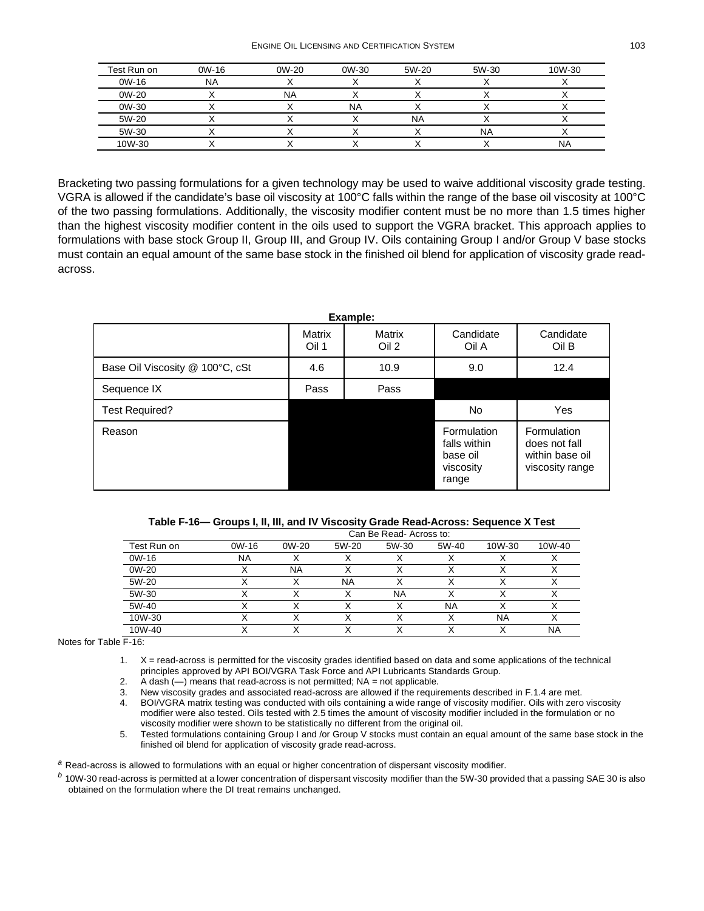| Test Run on | 0W-16 | 0W-20 | 0W-30 | 5W-20 | 5W-30 | 10W-30 |
|---|---|---|---|---|---|---|
| 0W-16 | NA | X | X | X | X | X |
| 0W-20 | X | NA | X | X | X | X |
| 0W-30 | X | X | NA | X | X | X |
| 5W-20 | X | X | X | NA | X | X |
| 5W-30 | X | X | X | X | NA | X |
| 10W-30 | X | X | X | X | X | NA |

Bracketing two passing formulations for a given technology may be used to waive additional viscosity grade testing. VGRA is allowed if the candidate's base oil viscosity at 100°C falls within the range of the base oil viscosity at 100°C of the two passing formulations. Additionally, the viscosity modifier content must be no more than 1.5 times higher than the highest viscosity modifier content in the oils used to support the VGRA bracket. This approach applies to formulations with base stock Group II, Group III, and Group IV. Oils containing Group I and/or Group V base stocks must contain an equal amount of the same base stock in the finished oil blend for application of viscosity grade read-across.

**Example:**

| | Matrix Oil 1 | Matrix Oil 2 | Candidate Oil A | Candidate Oil B |
|---|---|---|---|---|
| Base Oil Viscosity @ 100°C, cSt | 4.6 | 10.9 | 9.0 | 12.4 |
| Sequence IX | Pass | Pass | | |
| Test Required? | | | No | Yes |
| Reason | | | Formulation falls within base oil viscosity range | Formulation does not fall within base oil viscosity range |

**Table F-16— Groups I, II, III, and IV Viscosity Grade Read-Across: Sequence X Test**

| | Can Be Read- Across to: | | | | | | |
|---|---|---|---|---|---|---|---|
| Test Run on | 0W-16 | 0W-20 | 5W-20 | 5W-30 | 5W-40 | 10W-30 | 10W-40 |
| 0W-16 | NA | X | X | X | X | X | X |
| 0W-20 | X | NA | X | X | X | X | X |
| 5W-20 | X | X | NA | X | X | X | X |
| 5W-30 | X | X | X | NA | X | X | X |
| 5W-40 | X | X | X | X | NA | X | X |
| 10W-30 | X | X | X | X | X | NA | X |
| 10W-40 | X | X | X | X | X | X | NA |

Notes for Table F-16:

1. X = read-across is permitted for the viscosity grades identified based on data and some applications of the technical principles approved by API BOI/VGRA Task Force and API Lubricants Standards Group.
2. A dash (—) means that read-across is not permitted; NA = not applicable.
3. New viscosity grades and associated read-across are allowed if the requirements described in F.1.4 are met.
4. BOI/VGRA matrix testing was conducted with oils containing a wide range of viscosity modifier. Oils with zero viscosity modifier were also tested. Oils tested with 2.5 times the amount of viscosity modifier included in the formulation or no viscosity modifier were shown to be statistically no different from the original oil.
5. Tested formulations containing Group I and /or Group V stocks must contain an equal amount of the same base stock in the finished oil blend for application of viscosity grade read-across.

[a] Read-across is allowed to formulations with an equal or higher concentration of dispersant viscosity modifier.

[b] 10W-30 read-across is permitted at a lower concentration of dispersant viscosity modifier than the 5W-30 provided that a passing SAE 30 is also obtained on the formulation where the DI treat remains unchanged.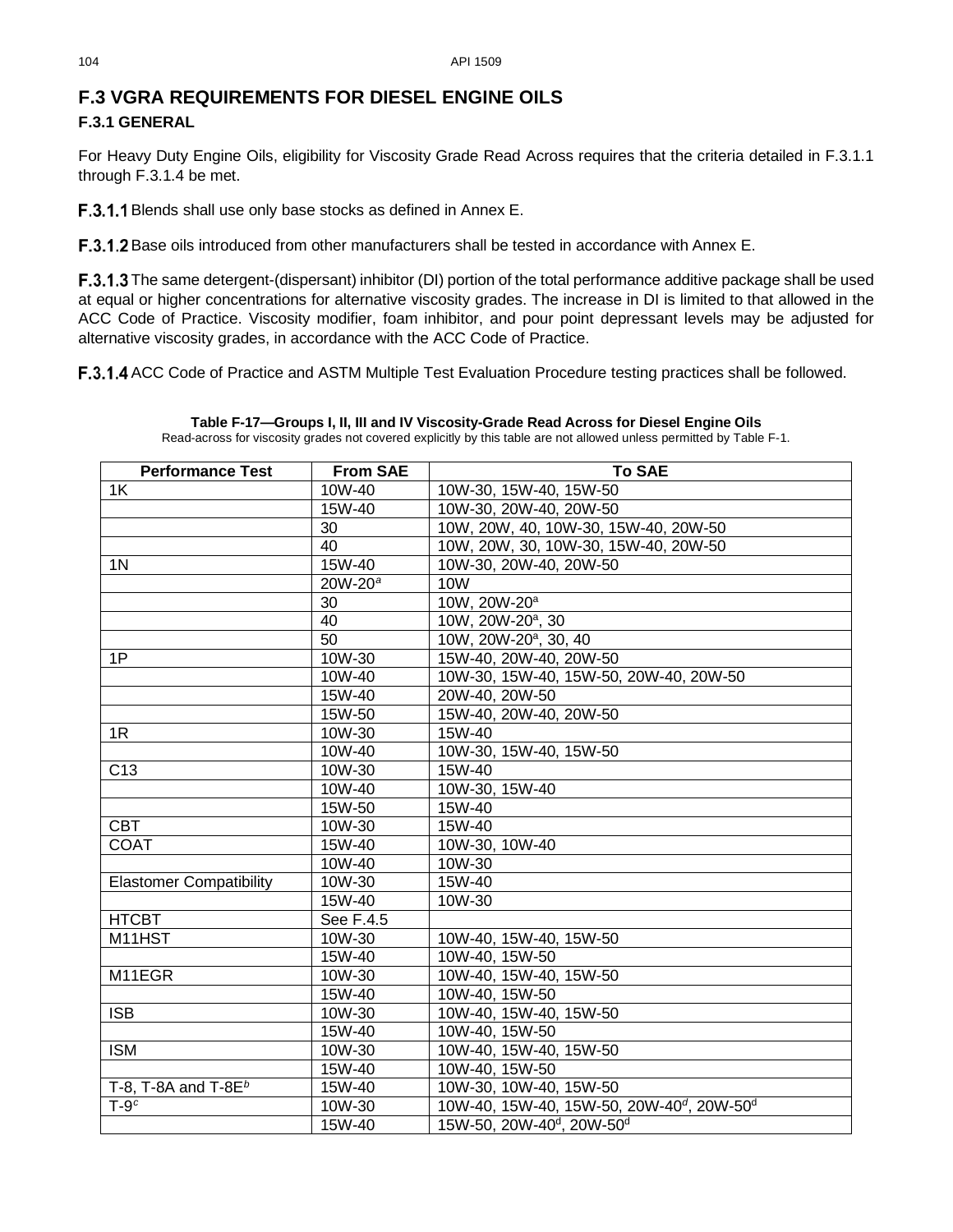## F.3 VGRA REQUIREMENTS FOR DIESEL ENGINE OILS

### F.3.1 GENERAL

For Heavy Duty Engine Oils, eligibility for Viscosity Grade Read Across requires that the criteria detailed in F.3.1.1 through F.3.1.4 be met.

**F.3.1.1** Blends shall use only base stocks as defined in Annex E.

**F.3.1.2** Base oils introduced from other manufacturers shall be tested in accordance with Annex E.

**F.3.1.3** The same detergent-(dispersant) inhibitor (DI) portion of the total performance additive package shall be used at equal or higher concentrations for alternative viscosity grades. The increase in DI is limited to that allowed in the ACC Code of Practice. Viscosity modifier, foam inhibitor, and pour point depressant levels may be adjusted for alternative viscosity grades, in accordance with the ACC Code of Practice.

**F.3.1.4** ACC Code of Practice and ASTM Multiple Test Evaluation Procedure testing practices shall be followed.

**Table F-17—Groups I, II, III and IV Viscosity-Grade Read Across for Diesel Engine Oils**

Read-across for viscosity grades not covered explicitly by this table are not allowed unless permitted by Table F-1.

| Performance Test | From SAE | To SAE |
|---|---|---|
| 1K | 10W-40 | 10W-30, 15W-40, 15W-50 |
| | 15W-40 | 10W-30, 20W-40, 20W-50 |
| | 30 | 10W, 20W, 40, 10W-30, 15W-40, 20W-50 |
| | 40 | 10W, 20W, 30, 10W-30, 15W-40, 20W-50 |
| 1N | 15W-40 | 10W-30, 20W-40, 20W-50 |
| | 20W-20[a] | 10W |
| | 30 | 10W, 20W-20[a] |
| | 40 | 10W, 20W-20[a], 30 |
| | 50 | 10W, 20W-20[a], 30, 40 |
| 1P | 10W-30 | 15W-40, 20W-40, 20W-50 |
| | 10W-40 | 10W-30, 15W-40, 15W-50, 20W-40, 20W-50 |
| | 15W-40 | 20W-40, 20W-50 |
| | 15W-50 | 15W-40, 20W-40, 20W-50 |
| 1R | 10W-30 | 15W-40 |
| | 10W-40 | 10W-30, 15W-40, 15W-50 |
| C13 | 10W-30 | 15W-40 |
| | 10W-40 | 10W-30, 15W-40 |
| | 15W-50 | 15W-40 |
| CBT | 10W-30 | 15W-40 |
| COAT | 15W-40 | 10W-30, 10W-40 |
| | 10W-40 | 10W-30 |
| Elastomer Compatibility | 10W-30 | 15W-40 |
| | 15W-40 | 10W-30 |
| HTCBT | See F.4.5 | |
| M11HST | 10W-30 | 10W-40, 15W-40, 15W-50 |
| | 15W-40 | 10W-40, 15W-50 |
| M11EGR | 10W-30 | 10W-40, 15W-40, 15W-50 |
| | 15W-40 | 10W-40, 15W-50 |
| ISB | 10W-30 | 10W-40, 15W-40, 15W-50 |
| | 15W-40 | 10W-40, 15W-50 |
| ISM | 10W-30 | 10W-40, 15W-40, 15W-50 |
| | 15W-40 | 10W-40, 15W-50 |
| T-8, T-8A and T-8E[b] | 15W-40 | 10W-30, 10W-40, 15W-50 |
| T-9[c] | 10W-30 | 10W-40, 15W-40, 15W-50, 20W-40[d], 20W-50[d] |
| | 15W-40 | 15W-50, 20W-40[d], 20W-50[d] |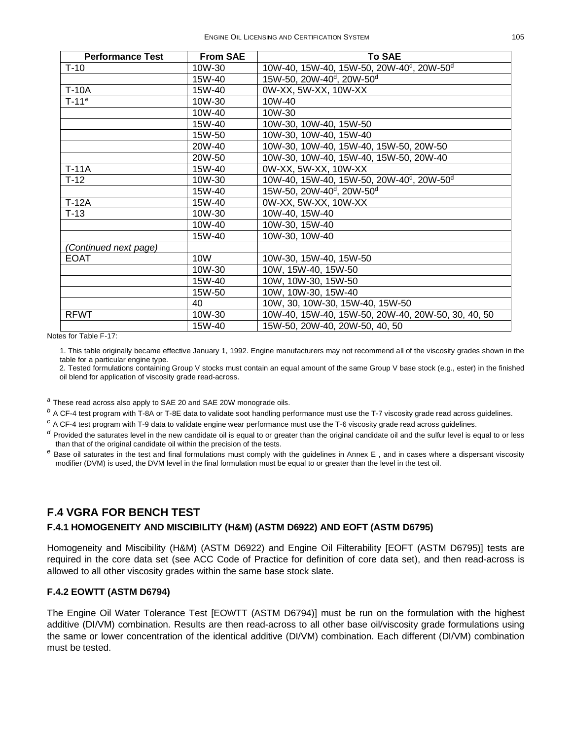| Performance Test | From SAE | To SAE |
| --- | --- | --- |
| T-10 | 10W-30 | 10W-40, 15W-40, 15W-50, 20W-40[d], 20W-50[d] |
| | 15W-40 | 15W-50, 20W-40[d], 20W-50[d] |
| T-10A | 15W-40 | 0W-XX, 5W-XX, 10W-XX |
| T-11[e] | 10W-30 | 10W-40 |
| | 10W-40 | 10W-30 |
| | 15W-40 | 10W-30, 10W-40, 15W-50 |
| | 15W-50 | 10W-30, 10W-40, 15W-40 |
| | 20W-40 | 10W-30, 10W-40, 15W-40, 15W-50, 20W-50 |
| | 20W-50 | 10W-30, 10W-40, 15W-40, 15W-50, 20W-40 |
| T-11A | 15W-40 | 0W-XX, 5W-XX, 10W-XX |
| T-12 | 10W-30 | 10W-40, 15W-40, 15W-50, 20W-40[d], 20W-50[d] |
| | 15W-40 | 15W-50, 20W-40[d], 20W-50[d] |
| T-12A | 15W-40 | 0W-XX, 5W-XX, 10W-XX |
| T-13 | 10W-30 | 10W-40, 15W-40 |
| | 10W-40 | 10W-30, 15W-40 |
| | 15W-40 | 10W-30, 10W-40 |
| *(Continued next page)* | | |
| EOAT | 10W | 10W-30, 15W-40, 15W-50 |
| | 10W-30 | 10W, 15W-40, 15W-50 |
| | 15W-40 | 10W, 10W-30, 15W-50 |
| | 15W-50 | 10W, 10W-30, 15W-40 |
| | 40 | 10W, 30, 10W-30, 15W-40, 15W-50 |
| RFWT | 10W-30 | 10W-40, 15W-40, 15W-50, 20W-40, 20W-50, 30, 40, 50 |
| | 15W-40 | 15W-50, 20W-40, 20W-50, 40, 50 |

Notes for Table F-17:

1. This table originally became effective January 1, 1992. Engine manufacturers may not recommend all of the viscosity grades shown in the table for a particular engine type.
2. Tested formulations containing Group V stocks must contain an equal amount of the same Group V base stock (e.g., ester) in the finished oil blend for application of viscosity grade read-across.

[a] These read across also apply to SAE 20 and SAE 20W monograde oils.

[b] A CF-4 test program with T-8A or T-8E data to validate soot handling performance must use the T-7 viscosity grade read across guidelines.

[c] A CF-4 test program with T-9 data to validate engine wear performance must use the T-6 viscosity grade read across guidelines.

[d] Provided the saturates level in the new candidate oil is equal to or greater than the original candidate oil and the sulfur level is equal to or less than that of the original candidate oil within the precision of the tests.

[e] Base oil saturates in the test and final formulations must comply with the guidelines in Annex E , and in cases where a dispersant viscosity modifier (DVM) is used, the DVM level in the final formulation must be equal to or greater than the level in the test oil.

## F.4 VGRA FOR BENCH TEST

### F.4.1 HOMOGENEITY AND MISCIBILITY (H&M) (ASTM D6922) AND EOFT (ASTM D6795)

Homogeneity and Miscibility (H&M) (ASTM D6922) and Engine Oil Filterability [EOFT (ASTM D6795)] tests are required in the core data set (see ACC Code of Practice for definition of core data set), and then read-across is allowed to all other viscosity grades within the same base stock slate.

### F.4.2 EOWTT (ASTM D6794)

The Engine Oil Water Tolerance Test [EOWTT (ASTM D6794)] must be run on the formulation with the highest additive (DI/VM) combination. Results are then read-across to all other base oil/viscosity grade formulations using the same or lower concentration of the identical additive (DI/VM) combination. Each different (DI/VM) combination must be tested.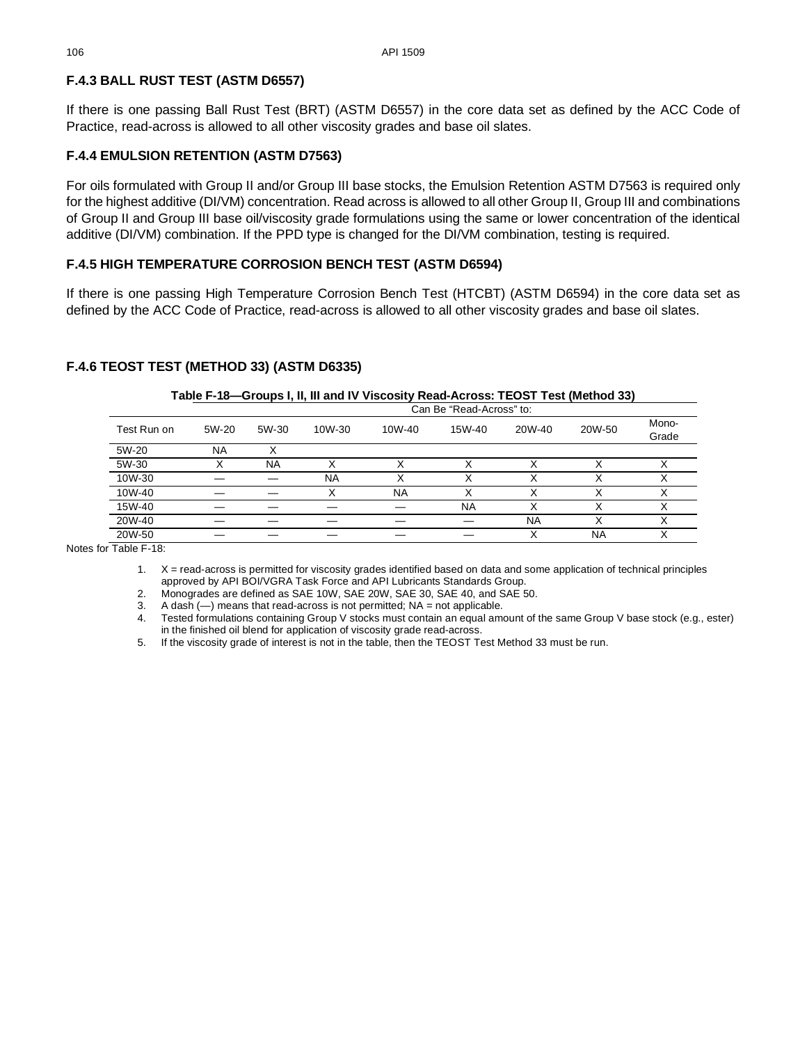### F.4.3 BALL RUST TEST (ASTM D6557)

If there is one passing Ball Rust Test (BRT) (ASTM D6557) in the core data set as defined by the ACC Code of Practice, read-across is allowed to all other viscosity grades and base oil slates.

### F.4.4 EMULSION RETENTION (ASTM D7563)

For oils formulated with Group II and/or Group III base stocks, the Emulsion Retention ASTM D7563 is required only for the highest additive (DI/VM) concentration. Read across is allowed to all other Group II, Group III and combinations of Group II and Group III base oil/viscosity grade formulations using the same or lower concentration of the identical additive (DI/VM) combination. If the PPD type is changed for the DI/VM combination, testing is required.

### F.4.5 HIGH TEMPERATURE CORROSION BENCH TEST (ASTM D6594)

If there is one passing High Temperature Corrosion Bench Test (HTCBT) (ASTM D6594) in the core data set as defined by the ACC Code of Practice, read-across is allowed to all other viscosity grades and base oil slates.

### F.4.6 TEOST TEST (METHOD 33) (ASTM D6335)

**Table F-18—Groups I, II, III and IV Viscosity Read-Across: TEOST Test (Method 33)**

| | Can Be "Read-Across" to: | | | | | | | |
|---|---|---|---|---|---|---|---|---|
| Test Run on | 5W-20 | 5W-30 | 10W-30 | 10W-40 | 15W-40 | 20W-40 | 20W-50 | Mono-Grade |
| 5W-20 | NA | X | | | | | | |
| 5W-30 | X | NA | X | X | X | X | X | X |
| 10W-30 | — | — | NA | X | X | X | X | X |
| 10W-40 | — | — | X | NA | X | X | X | X |
| 15W-40 | — | — | — | — | NA | X | X | X |
| 20W-40 | — | — | — | — | — | NA | X | X |
| 20W-50 | — | — | — | — | — | X | NA | X |

Notes for Table F-18:

1. X = read-across is permitted for viscosity grades identified based on data and some application of technical principles approved by API BOI/VGRA Task Force and API Lubricants Standards Group.
2. Monogrades are defined as SAE 10W, SAE 20W, SAE 30, SAE 40, and SAE 50.
3. A dash (—) means that read-across is not permitted; NA = not applicable.
4. Tested formulations containing Group V stocks must contain an equal amount of the same Group V base stock (e.g., ester) in the finished oil blend for application of viscosity grade read-across.
5. If the viscosity grade of interest is not in the table, then the TEOST Test Method 33 must be run.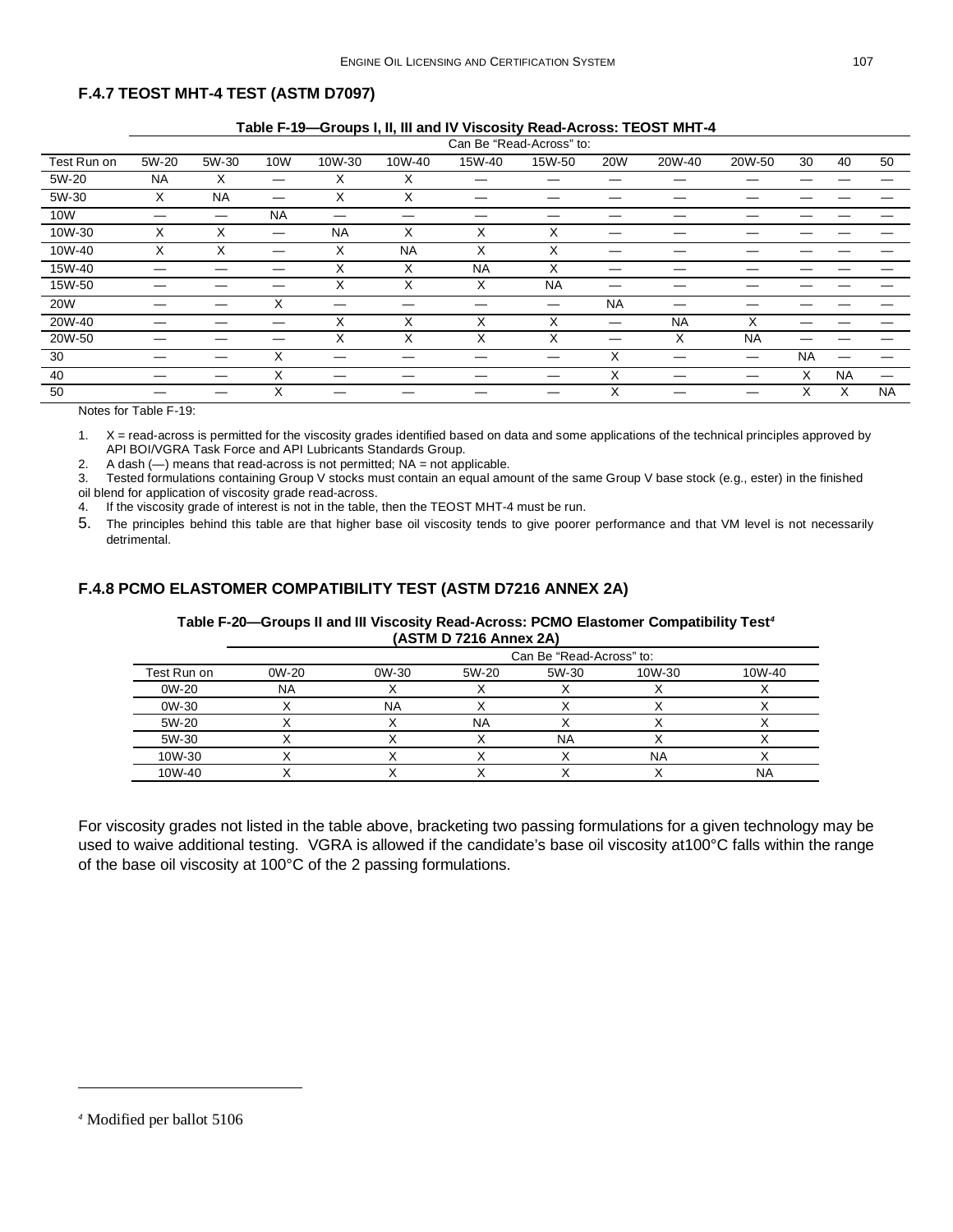### F.4.7 TEOST MHT-4 TEST (ASTM D7097)

**Table F-19—Groups I, II, III and IV Viscosity Read-Across: TEOST MHT-4**

| | Can Be "Read-Across" to: | | | | | | | | | | | | |
|---|---|---|---|---|---|---|---|---|---|---|---|---|---|
| Test Run on | 5W-20 | 5W-30 | 10W | 10W-30 | 10W-40 | 15W-40 | 15W-50 | 20W | 20W-40 | 20W-50 | 30 | 40 | 50 |
| 5W-20 | NA | X | — | X | X | — | — | — | — | — | — | — | — |
| 5W-30 | X | NA | — | X | X | — | — | — | — | — | — | — | — |
| 10W | — | — | NA | — | — | — | — | — | — | — | — | — | — |
| 10W-30 | X | X | — | NA | X | X | X | — | — | — | — | — | — |
| 10W-40 | X | X | — | X | NA | X | X | — | — | — | — | — | — |
| 15W-40 | — | — | — | X | X | NA | X | — | — | — | — | — | — |
| 15W-50 | — | — | — | X | X | X | NA | — | — | — | — | — | — |
| 20W | — | — | X | — | — | — | — | NA | — | — | — | — | — |
| 20W-40 | — | — | — | X | X | X | X | — | NA | X | — | — | — |
| 20W-50 | — | — | — | X | X | X | X | — | X | NA | — | — | — |
| 30 | — | — | X | — | — | — | — | X | — | — | NA | — | — |
| 40 | — | — | X | — | — | — | — | X | — | — | X | NA | — |
| 50 | — | — | X | — | — | — | — | X | — | — | X | X | NA |

Notes for Table F-19:

1. X = read-across is permitted for the viscosity grades identified based on data and some applications of the technical principles approved by API BOI/VGRA Task Force and API Lubricants Standards Group.
2. A dash (—) means that read-across is not permitted; NA = not applicable.
3. Tested formulations containing Group V stocks must contain an equal amount of the same Group V base stock (e.g., ester) in the finished oil blend for application of viscosity grade read-across.
4. If the viscosity grade of interest is not in the table, then the TEOST MHT-4 must be run.
5. The principles behind this table are that higher base oil viscosity tends to give poorer performance and that VM level is not necessarily detrimental.

### F.4.8 PCMO ELASTOMER COMPATIBILITY TEST (ASTM D7216 ANNEX 2A)

**Table F-20—Groups II and III Viscosity Read-Across: PCMO Elastomer Compatibility Test[4] (ASTM D 7216 Annex 2A)**

| | Can Be "Read-Across" to: | | | | | |
|---|---|---|---|---|---|---|
| Test Run on | 0W-20 | 0W-30 | 5W-20 | 5W-30 | 10W-30 | 10W-40 |
| 0W-20 | NA | X | X | X | X | X |
| 0W-30 | X | NA | X | X | X | X |
| 5W-20 | X | X | NA | X | X | X |
| 5W-30 | X | X | X | NA | X | X |
| 10W-30 | X | X | X | X | NA | X |
| 10W-40 | X | X | X | X | X | NA |

For viscosity grades not listed in the table above, bracketing two passing formulations for a given technology may be used to waive additional testing. VGRA is allowed if the candidate's base oil viscosity at100°C falls within the range of the base oil viscosity at 100°C of the 2 passing formulations.

[4] Modified per ballot 5106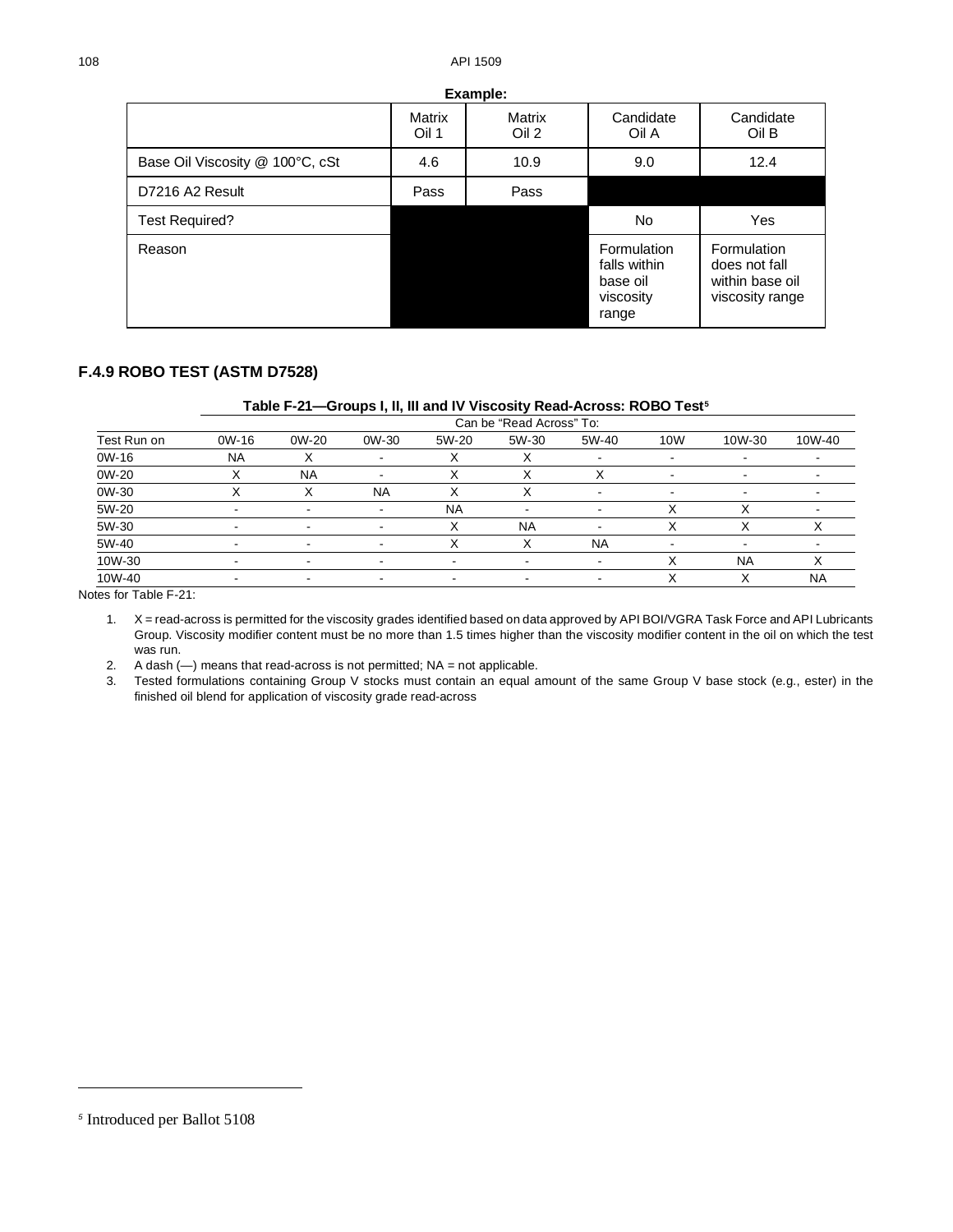**Example:**

| | Matrix Oil 1 | Matrix Oil 2 | Candidate Oil A | Candidate Oil B |
|---|---|---|---|---|
| Base Oil Viscosity @ 100°C, cSt | 4.6 | 10.9 | 9.0 | 12.4 |
| D7216 A2 Result | Pass | Pass | | |
| Test Required? | | | No | Yes |
| Reason | | | Formulation falls within base oil viscosity range | Formulation does not fall within base oil viscosity range |

### F.4.9 ROBO TEST (ASTM D7528)

**Table F-21—Groups I, II, III and IV Viscosity Read-Across: ROBO Test[5]**

| | Can be "Read Across" To: | | | | | | | | |
|---|---|---|---|---|---|---|---|---|---|
| Test Run on | 0W-16 | 0W-20 | 0W-30 | 5W-20 | 5W-30 | 5W-40 | 10W | 10W-30 | 10W-40 |
| 0W-16 | NA | X | - | X | X | - | - | - | - |
| 0W-20 | X | NA | - | X | X | X | - | - | - |
| 0W-30 | X | X | NA | X | X | - | - | - | - |
| 5W-20 | - | - | - | NA | - | - | X | X | - |
| 5W-30 | - | - | - | X | NA | - | X | X | X |
| 5W-40 | - | - | - | X | X | NA | - | - | - |
| 10W-30 | - | - | - | - | - | - | X | NA | X |
| 10W-40 | - | - | - | - | - | - | X | X | NA |

Notes for Table F-21:

1. X = read-across is permitted for the viscosity grades identified based on data approved by API BOI/VGRA Task Force and API Lubricants Group. Viscosity modifier content must be no more than 1.5 times higher than the viscosity modifier content in the oil on which the test was run.
2. A dash (—) means that read-across is not permitted; NA = not applicable.
3. Tested formulations containing Group V stocks must contain an equal amount of the same Group V base stock (e.g., ester) in the finished oil blend for application of viscosity grade read-across

[5] Introduced per Ballot 5108